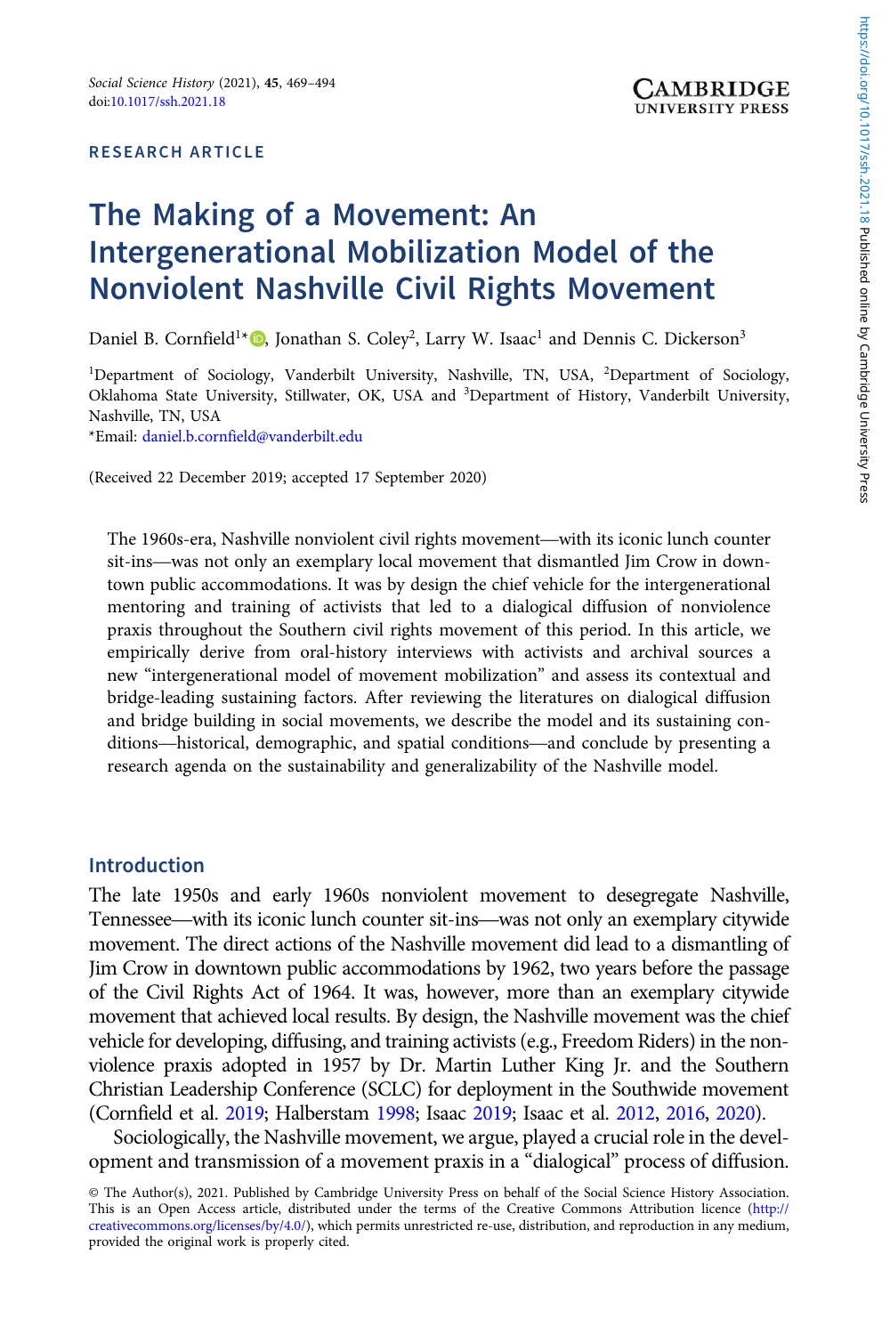RESEARCH ARTICLE

# The Making of a Movement: An Intergenerational Mobilization Model of the Nonviolent Nashville Civil Rights Movement

Daniel B. Cornfield[1]*, Jonathan S. Coley[2], Larry W. Isaac[1] and Dennis C. Dickerson[3]

[1]Department of Sociology, Vanderbilt University, Nashville, TN, USA, [2]Department of Sociology, Oklahoma State University, Stillwater, OK, USA and [3]Department of History, Vanderbilt University, Nashville, TN, USA

*Email: daniel.b.cornfield@vanderbilt.edu

(Received 22 December 2019; accepted 17 September 2020)

The 1960s-era, Nashville nonviolent civil rights movement—with its iconic lunch counter sit-ins—was not only an exemplary local movement that dismantled Jim Crow in downtown public accommodations. It was by design the chief vehicle for the intergenerational mentoring and training of activists that led to a dialogical diffusion of nonviolence praxis throughout the Southern civil rights movement of this period. In this article, we empirically derive from oral-history interviews with activists and archival sources a new "intergenerational model of movement mobilization" and assess its contextual and bridge-leading sustaining factors. After reviewing the literatures on dialogical diffusion and bridge building in social movements, we describe the model and its sustaining conditions—historical, demographic, and spatial conditions—and conclude by presenting a research agenda on the sustainability and generalizability of the Nashville model.

## Introduction

The late 1950s and early 1960s nonviolent movement to desegregate Nashville, Tennessee—with its iconic lunch counter sit-ins—was not only an exemplary citywide movement. The direct actions of the Nashville movement did lead to a dismantling of Jim Crow in downtown public accommodations by 1962, two years before the passage of the Civil Rights Act of 1964. It was, however, more than an exemplary citywide movement that achieved local results. By design, the Nashville movement was the chief vehicle for developing, diffusing, and training activists (e.g., Freedom Riders) in the nonviolence praxis adopted in 1957 by Dr. Martin Luther King Jr. and the Southern Christian Leadership Conference (SCLC) for deployment in the Southwide movement (Cornfield et al. 2019; Halberstam 1998; Isaac 2019; Isaac et al. 2012, 2016, 2020).

Sociologically, the Nashville movement, we argue, played a crucial role in the development and transmission of a movement praxis in a "dialogical" process of diffusion.

© The Author(s), 2021. Published by Cambridge University Press on behalf of the Social Science History Association. This is an Open Access article, distributed under the terms of the Creative Commons Attribution licence (http://creativecommons.org/licenses/by/4.0/), which permits unrestricted re-use, distribution, and reproduction in any medium, provided the original work is properly cited.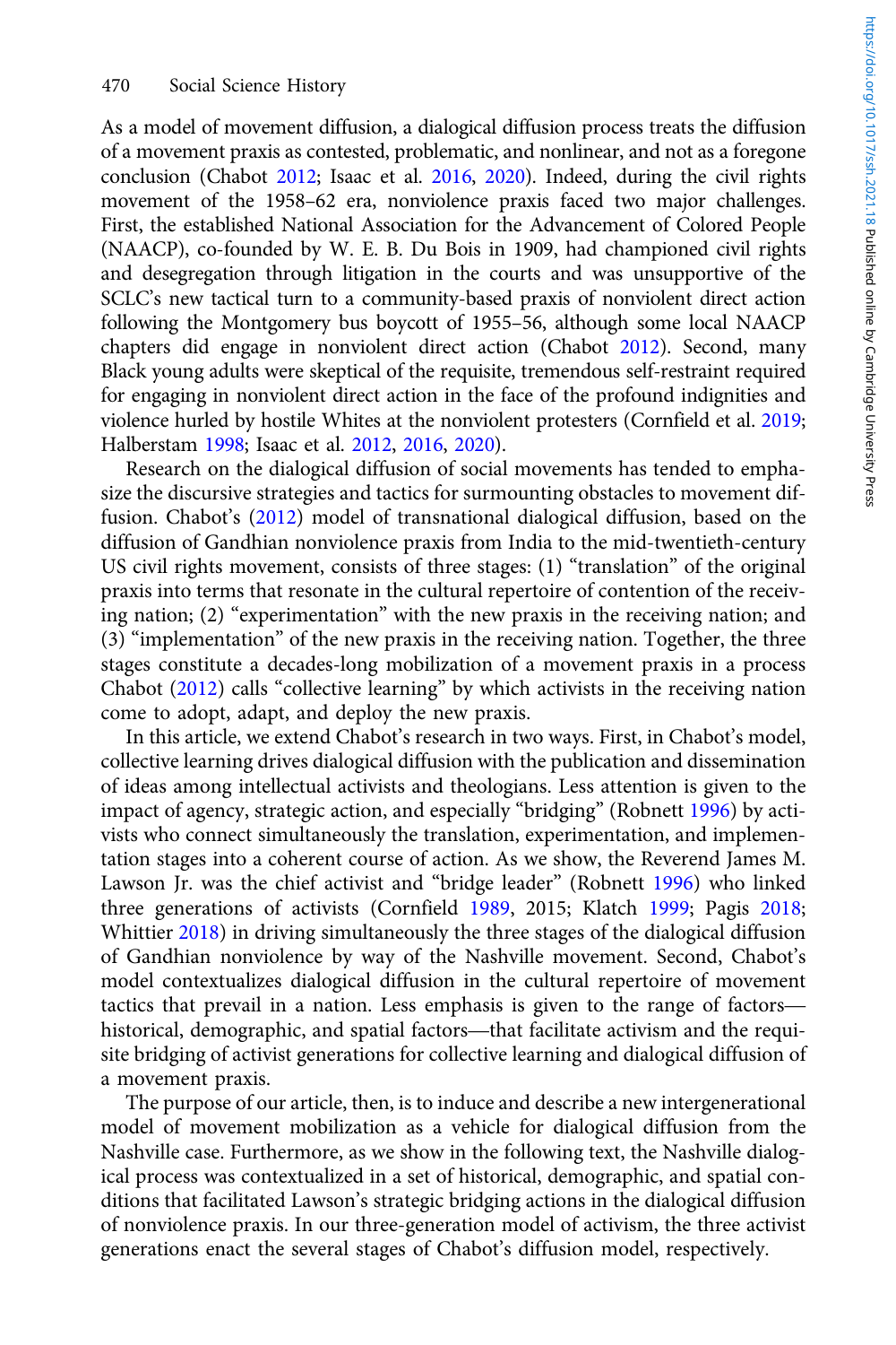As a model of movement diffusion, a dialogical diffusion process treats the diffusion of a movement praxis as contested, problematic, and nonlinear, and not as a foregone conclusion (Chabot 2012; Isaac et al. 2016, 2020). Indeed, during the civil rights movement of the 1958–62 era, nonviolence praxis faced two major challenges. First, the established National Association for the Advancement of Colored People (NAACP), co-founded by W. E. B. Du Bois in 1909, had championed civil rights and desegregation through litigation in the courts and was unsupportive of the SCLC's new tactical turn to a community-based praxis of nonviolent direct action following the Montgomery bus boycott of 1955–56, although some local NAACP chapters did engage in nonviolent direct action (Chabot 2012). Second, many Black young adults were skeptical of the requisite, tremendous self-restraint required for engaging in nonviolent direct action in the face of the profound indignities and violence hurled by hostile Whites at the nonviolent protesters (Cornfield et al. 2019; Halberstam 1998; Isaac et al. 2012, 2016, 2020).

Research on the dialogical diffusion of social movements has tended to emphasize the discursive strategies and tactics for surmounting obstacles to movement diffusion. Chabot's (2012) model of transnational dialogical diffusion, based on the diffusion of Gandhian nonviolence praxis from India to the mid-twentieth-century US civil rights movement, consists of three stages: (1) "translation" of the original praxis into terms that resonate in the cultural repertoire of contention of the receiving nation; (2) "experimentation" with the new praxis in the receiving nation; and (3) "implementation" of the new praxis in the receiving nation. Together, the three stages constitute a decades-long mobilization of a movement praxis in a process Chabot (2012) calls "collective learning" by which activists in the receiving nation come to adopt, adapt, and deploy the new praxis.

In this article, we extend Chabot's research in two ways. First, in Chabot's model, collective learning drives dialogical diffusion with the publication and dissemination of ideas among intellectual activists and theologians. Less attention is given to the impact of agency, strategic action, and especially "bridging" (Robnett 1996) by activists who connect simultaneously the translation, experimentation, and implementation stages into a coherent course of action. As we show, the Reverend James M. Lawson Jr. was the chief activist and "bridge leader" (Robnett 1996) who linked three generations of activists (Cornfield 1989, 2015; Klatch 1999; Pagis 2018; Whittier 2018) in driving simultaneously the three stages of the dialogical diffusion of Gandhian nonviolence by way of the Nashville movement. Second, Chabot's model contextualizes dialogical diffusion in the cultural repertoire of movement tactics that prevail in a nation. Less emphasis is given to the range of factors—historical, demographic, and spatial factors—that facilitate activism and the requisite bridging of activist generations for collective learning and dialogical diffusion of a movement praxis.

The purpose of our article, then, is to induce and describe a new intergenerational model of movement mobilization as a vehicle for dialogical diffusion from the Nashville case. Furthermore, as we show in the following text, the Nashville dialogical process was contextualized in a set of historical, demographic, and spatial conditions that facilitated Lawson's strategic bridging actions in the dialogical diffusion of nonviolence praxis. In our three-generation model of activism, the three activist generations enact the several stages of Chabot's diffusion model, respectively.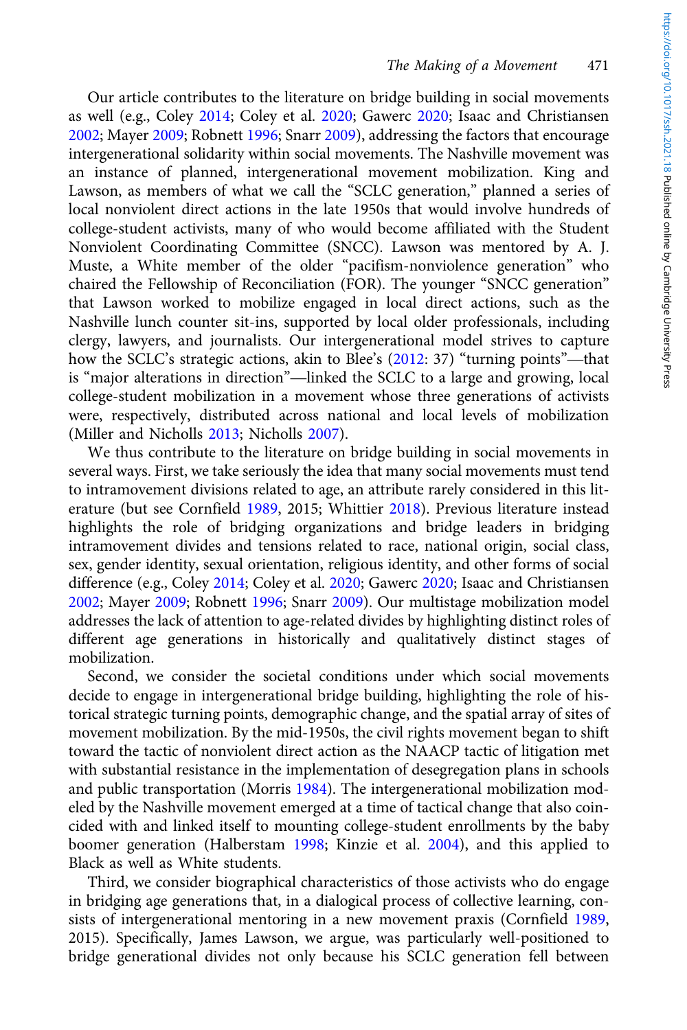Our article contributes to the literature on bridge building in social movements as well (e.g., Coley 2014; Coley et al. 2020; Gawerc 2020; Isaac and Christiansen 2002; Mayer 2009; Robnett 1996; Snarr 2009), addressing the factors that encourage intergenerational solidarity within social movements. The Nashville movement was an instance of planned, intergenerational movement mobilization. King and Lawson, as members of what we call the "SCLC generation," planned a series of local nonviolent direct actions in the late 1950s that would involve hundreds of college-student activists, many of who would become affiliated with the Student Nonviolent Coordinating Committee (SNCC). Lawson was mentored by A. J. Muste, a White member of the older "pacifism-nonviolence generation" who chaired the Fellowship of Reconciliation (FOR). The younger "SNCC generation" that Lawson worked to mobilize engaged in local direct actions, such as the Nashville lunch counter sit-ins, supported by local older professionals, including clergy, lawyers, and journalists. Our intergenerational model strives to capture how the SCLC's strategic actions, akin to Blee's (2012: 37) "turning points"—that is "major alterations in direction"—linked the SCLC to a large and growing, local college-student mobilization in a movement whose three generations of activists were, respectively, distributed across national and local levels of mobilization (Miller and Nicholls 2013; Nicholls 2007).

We thus contribute to the literature on bridge building in social movements in several ways. First, we take seriously the idea that many social movements must tend to intramovement divisions related to age, an attribute rarely considered in this literature (but see Cornfield 1989, 2015; Whittier 2018). Previous literature instead highlights the role of bridging organizations and bridge leaders in bridging intramovement divides and tensions related to race, national origin, social class, sex, gender identity, sexual orientation, religious identity, and other forms of social difference (e.g., Coley 2014; Coley et al. 2020; Gawerc 2020; Isaac and Christiansen 2002; Mayer 2009; Robnett 1996; Snarr 2009). Our multistage mobilization model addresses the lack of attention to age-related divides by highlighting distinct roles of different age generations in historically and qualitatively distinct stages of mobilization.

Second, we consider the societal conditions under which social movements decide to engage in intergenerational bridge building, highlighting the role of historical strategic turning points, demographic change, and the spatial array of sites of movement mobilization. By the mid-1950s, the civil rights movement began to shift toward the tactic of nonviolent direct action as the NAACP tactic of litigation met with substantial resistance in the implementation of desegregation plans in schools and public transportation (Morris 1984). The intergenerational mobilization modeled by the Nashville movement emerged at a time of tactical change that also coincided with and linked itself to mounting college-student enrollments by the baby boomer generation (Halberstam 1998; Kinzie et al. 2004), and this applied to Black as well as White students.

Third, we consider biographical characteristics of those activists who do engage in bridging age generations that, in a dialogical process of collective learning, consists of intergenerational mentoring in a new movement praxis (Cornfield 1989, 2015). Specifically, James Lawson, we argue, was particularly well-positioned to bridge generational divides not only because his SCLC generation fell between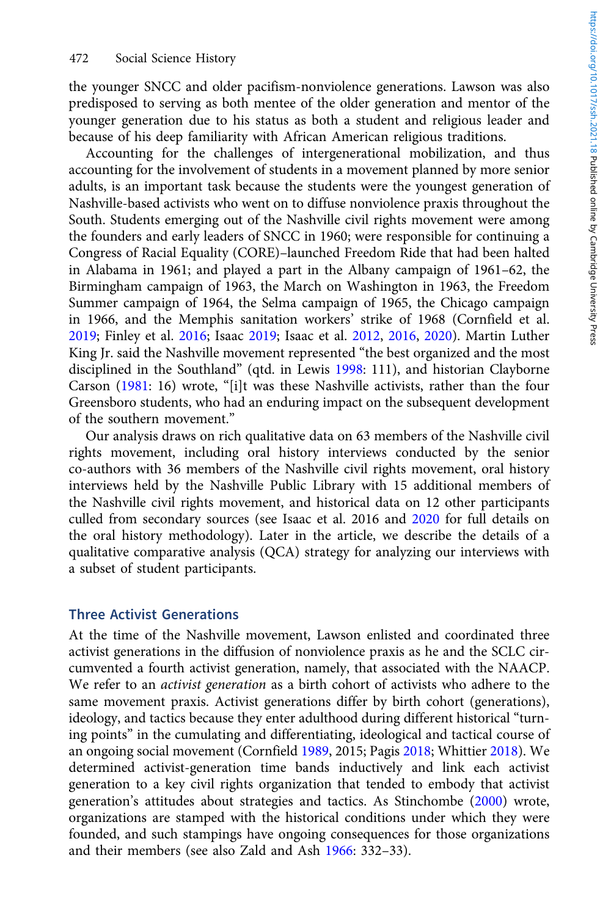the younger SNCC and older pacifism-nonviolence generations. Lawson was also predisposed to serving as both mentee of the older generation and mentor of the younger generation due to his status as both a student and religious leader and because of his deep familiarity with African American religious traditions.

Accounting for the challenges of intergenerational mobilization, and thus accounting for the involvement of students in a movement planned by more senior adults, is an important task because the students were the youngest generation of Nashville-based activists who went on to diffuse nonviolence praxis throughout the South. Students emerging out of the Nashville civil rights movement were among the founders and early leaders of SNCC in 1960; were responsible for continuing a Congress of Racial Equality (CORE)–launched Freedom Ride that had been halted in Alabama in 1961; and played a part in the Albany campaign of 1961–62, the Birmingham campaign of 1963, the March on Washington in 1963, the Freedom Summer campaign of 1964, the Selma campaign of 1965, the Chicago campaign in 1966, and the Memphis sanitation workers' strike of 1968 (Cornfield et al. 2019; Finley et al. 2016; Isaac 2019; Isaac et al. 2012, 2016, 2020). Martin Luther King Jr. said the Nashville movement represented "the best organized and the most disciplined in the Southland" (qtd. in Lewis 1998: 111), and historian Clayborne Carson (1981: 16) wrote, "[i]t was these Nashville activists, rather than the four Greensboro students, who had an enduring impact on the subsequent development of the southern movement."

Our analysis draws on rich qualitative data on 63 members of the Nashville civil rights movement, including oral history interviews conducted by the senior co-authors with 36 members of the Nashville civil rights movement, oral history interviews held by the Nashville Public Library with 15 additional members of the Nashville civil rights movement, and historical data on 12 other participants culled from secondary sources (see Isaac et al. 2016 and 2020 for full details on the oral history methodology). Later in the article, we describe the details of a qualitative comparative analysis (QCA) strategy for analyzing our interviews with a subset of student participants.

## Three Activist Generations

At the time of the Nashville movement, Lawson enlisted and coordinated three activist generations in the diffusion of nonviolence praxis as he and the SCLC circumvented a fourth activist generation, namely, that associated with the NAACP. We refer to an *activist generation* as a birth cohort of activists who adhere to the same movement praxis. Activist generations differ by birth cohort (generations), ideology, and tactics because they enter adulthood during different historical "turning points" in the cumulating and differentiating, ideological and tactical course of an ongoing social movement (Cornfield 1989, 2015; Pagis 2018; Whittier 2018). We determined activist-generation time bands inductively and link each activist generation to a key civil rights organization that tended to embody that activist generation's attitudes about strategies and tactics. As Stinchombe (2000) wrote, organizations are stamped with the historical conditions under which they were founded, and such stampings have ongoing consequences for those organizations and their members (see also Zald and Ash 1966: 332–33).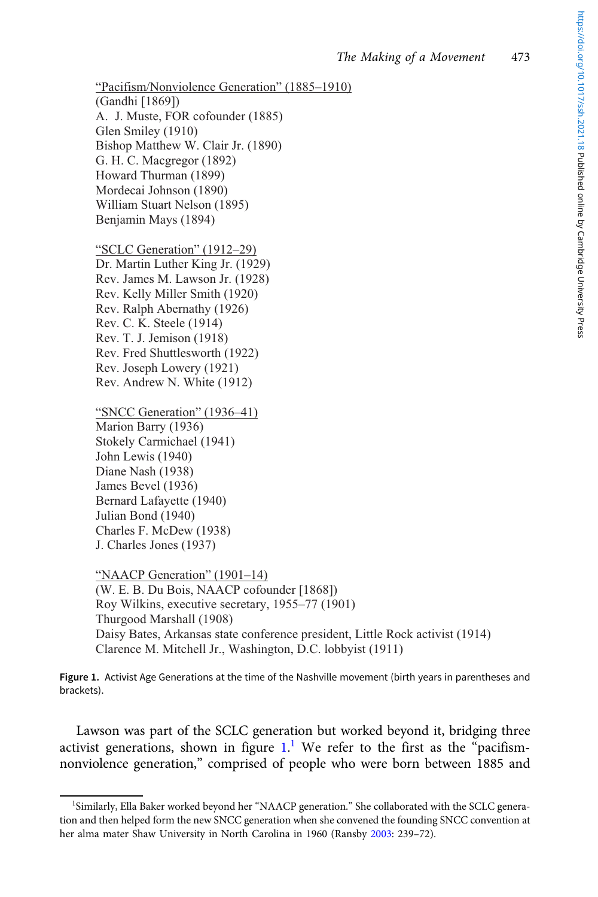<u>"Pacifism/Nonviolence Generation" (1885–1910)</u>
(Gandhi [1869])
A. J. Muste, FOR cofounder (1885)
Glen Smiley (1910)
Bishop Matthew W. Clair Jr. (1890)
G. H. C. Macgregor (1892)
Howard Thurman (1899)
Mordecai Johnson (1890)
William Stuart Nelson (1895)
Benjamin Mays (1894)

<u>"SCLC Generation" (1912–29)</u>
Dr. Martin Luther King Jr. (1929)
Rev. James M. Lawson Jr. (1928)
Rev. Kelly Miller Smith (1920)
Rev. Ralph Abernathy (1926)
Rev. C. K. Steele (1914)
Rev. T. J. Jemison (1918)
Rev. Fred Shuttlesworth (1922)
Rev. Joseph Lowery (1921)
Rev. Andrew N. White (1912)

<u>"SNCC Generation" (1936–41)</u>
Marion Barry (1936)
Stokely Carmichael (1941)
John Lewis (1940)
Diane Nash (1938)
James Bevel (1936)
Bernard Lafayette (1940)
Julian Bond (1940)
Charles F. McDew (1938)
J. Charles Jones (1937)

<u>"NAACP Generation" (1901–14)</u>
(W. E. B. Du Bois, NAACP cofounder [1868])
Roy Wilkins, executive secretary, 1955–77 (1901)
Thurgood Marshall (1908)
Daisy Bates, Arkansas state conference president, Little Rock activist (1914)
Clarence M. Mitchell Jr., Washington, D.C. lobbyist (1911)

**Figure 1.** Activist Age Generations at the time of the Nashville movement (birth years in parentheses and brackets).

Lawson was part of the SCLC generation but worked beyond it, bridging three activist generations, shown in figure 1.[1] We refer to the first as the "pacifism-nonviolence generation," comprised of people who were born between 1885 and

[1] Similarly, Ella Baker worked beyond her "NAACP generation." She collaborated with the SCLC generation and then helped form the new SNCC generation when she convened the founding SNCC convention at her alma mater Shaw University in North Carolina in 1960 (Ransby 2003: 239–72).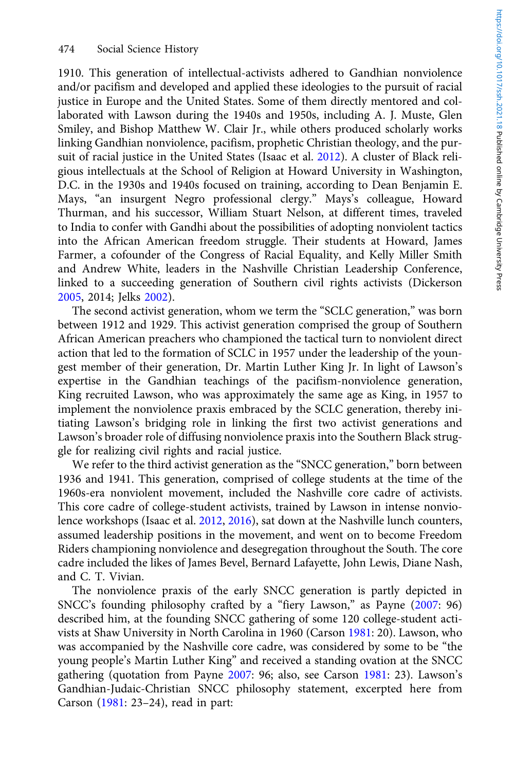1910. This generation of intellectual-activists adhered to Gandhian nonviolence and/or pacifism and developed and applied these ideologies to the pursuit of racial justice in Europe and the United States. Some of them directly mentored and collaborated with Lawson during the 1940s and 1950s, including A. J. Muste, Glen Smiley, and Bishop Matthew W. Clair Jr., while others produced scholarly works linking Gandhian nonviolence, pacifism, prophetic Christian theology, and the pursuit of racial justice in the United States (Isaac et al. 2012). A cluster of Black religious intellectuals at the School of Religion at Howard University in Washington, D.C. in the 1930s and 1940s focused on training, according to Dean Benjamin E. Mays, "an insurgent Negro professional clergy." Mays's colleague, Howard Thurman, and his successor, William Stuart Nelson, at different times, traveled to India to confer with Gandhi about the possibilities of adopting nonviolent tactics into the African American freedom struggle. Their students at Howard, James Farmer, a cofounder of the Congress of Racial Equality, and Kelly Miller Smith and Andrew White, leaders in the Nashville Christian Leadership Conference, linked to a succeeding generation of Southern civil rights activists (Dickerson 2005, 2014; Jelks 2002).

The second activist generation, whom we term the "SCLC generation," was born between 1912 and 1929. This activist generation comprised the group of Southern African American preachers who championed the tactical turn to nonviolent direct action that led to the formation of SCLC in 1957 under the leadership of the youngest member of their generation, Dr. Martin Luther King Jr. In light of Lawson's expertise in the Gandhian teachings of the pacifism-nonviolence generation, King recruited Lawson, who was approximately the same age as King, in 1957 to implement the nonviolence praxis embraced by the SCLC generation, thereby initiating Lawson's bridging role in linking the first two activist generations and Lawson's broader role of diffusing nonviolence praxis into the Southern Black struggle for realizing civil rights and racial justice.

We refer to the third activist generation as the "SNCC generation," born between 1936 and 1941. This generation, comprised of college students at the time of the 1960s-era nonviolent movement, included the Nashville core cadre of activists. This core cadre of college-student activists, trained by Lawson in intense nonviolence workshops (Isaac et al. 2012, 2016), sat down at the Nashville lunch counters, assumed leadership positions in the movement, and went on to become Freedom Riders championing nonviolence and desegregation throughout the South. The core cadre included the likes of James Bevel, Bernard Lafayette, John Lewis, Diane Nash, and C. T. Vivian.

The nonviolence praxis of the early SNCC generation is partly depicted in SNCC's founding philosophy crafted by a "fiery Lawson," as Payne (2007: 96) described him, at the founding SNCC gathering of some 120 college-student activists at Shaw University in North Carolina in 1960 (Carson 1981: 20). Lawson, who was accompanied by the Nashville core cadre, was considered by some to be "the young people's Martin Luther King" and received a standing ovation at the SNCC gathering (quotation from Payne 2007: 96; also, see Carson 1981: 23). Lawson's Gandhian-Judaic-Christian SNCC philosophy statement, excerpted here from Carson (1981: 23–24), read in part: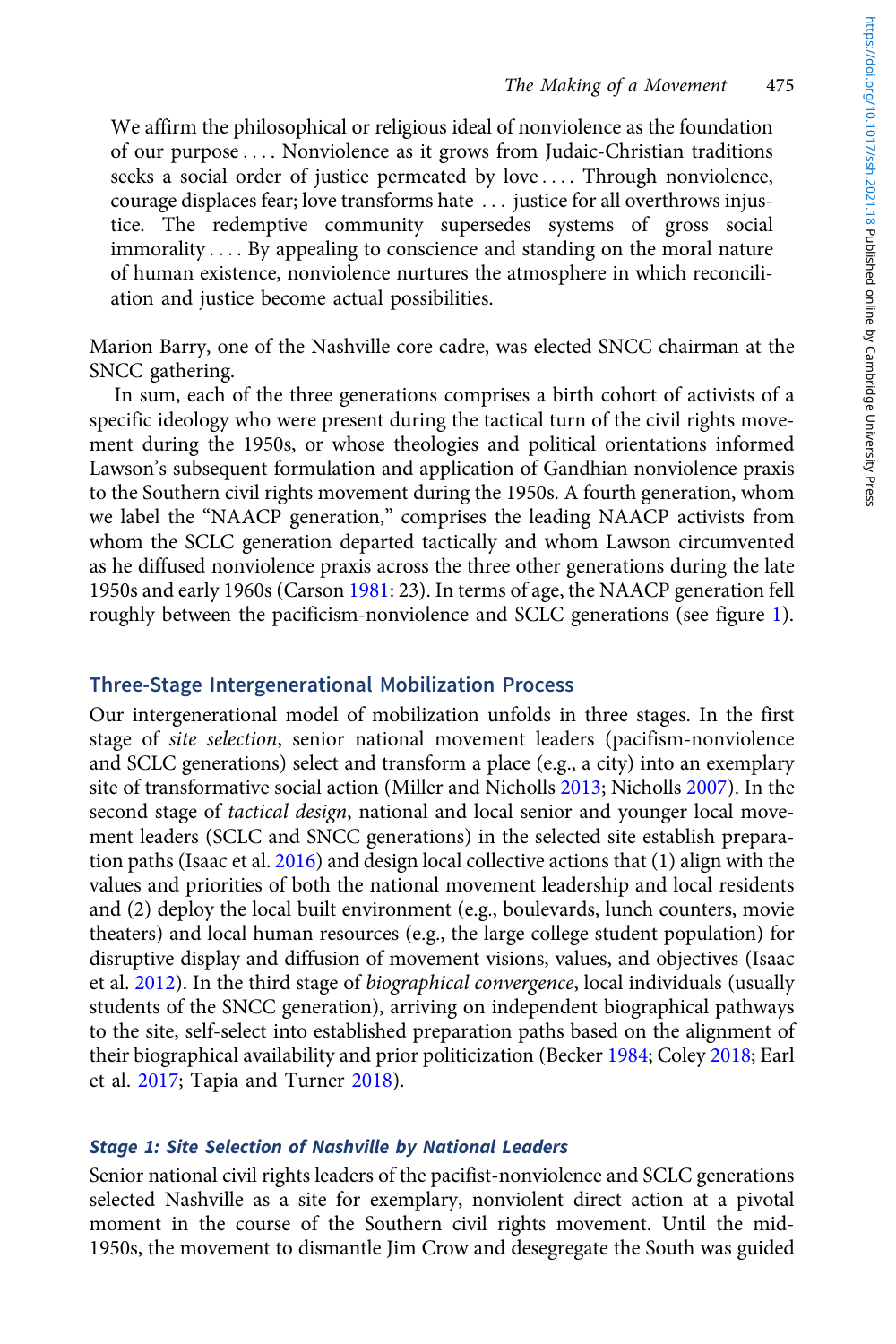> We affirm the philosophical or religious ideal of nonviolence as the foundation of our purpose . . . . Nonviolence as it grows from Judaic-Christian traditions seeks a social order of justice permeated by love . . . . Through nonviolence, courage displaces fear; love transforms hate . . . justice for all overthrows injustice. The redemptive community supersedes systems of gross social immorality . . . . By appealing to conscience and standing on the moral nature of human existence, nonviolence nurtures the atmosphere in which reconciliation and justice become actual possibilities.

Marion Barry, one of the Nashville core cadre, was elected SNCC chairman at the SNCC gathering.

In sum, each of the three generations comprises a birth cohort of activists of a specific ideology who were present during the tactical turn of the civil rights movement during the 1950s, or whose theologies and political orientations informed Lawson's subsequent formulation and application of Gandhian nonviolence praxis to the Southern civil rights movement during the 1950s. A fourth generation, whom we label the "NAACP generation," comprises the leading NAACP activists from whom the SCLC generation departed tactically and whom Lawson circumvented as he diffused nonviolence praxis across the three other generations during the late 1950s and early 1960s (Carson 1981: 23). In terms of age, the NAACP generation fell roughly between the pacificism-nonviolence and SCLC generations (see figure 1).

## Three-Stage Intergenerational Mobilization Process

Our intergenerational model of mobilization unfolds in three stages. In the first stage of *site selection*, senior national movement leaders (pacifism-nonviolence and SCLC generations) select and transform a place (e.g., a city) into an exemplary site of transformative social action (Miller and Nicholls 2013; Nicholls 2007). In the second stage of *tactical design*, national and local senior and younger local movement leaders (SCLC and SNCC generations) in the selected site establish preparation paths (Isaac et al. 2016) and design local collective actions that (1) align with the values and priorities of both the national movement leadership and local residents and (2) deploy the local built environment (e.g., boulevards, lunch counters, movie theaters) and local human resources (e.g., the large college student population) for disruptive display and diffusion of movement visions, values, and objectives (Isaac et al. 2012). In the third stage of *biographical convergence*, local individuals (usually students of the SNCC generation), arriving on independent biographical pathways to the site, self-select into established preparation paths based on the alignment of their biographical availability and prior politicization (Becker 1984; Coley 2018; Earl et al. 2017; Tapia and Turner 2018).

### *Stage 1: Site Selection of Nashville by National Leaders*

Senior national civil rights leaders of the pacifist-nonviolence and SCLC generations selected Nashville as a site for exemplary, nonviolent direct action at a pivotal moment in the course of the Southern civil rights movement. Until the mid-1950s, the movement to dismantle Jim Crow and desegregate the South was guided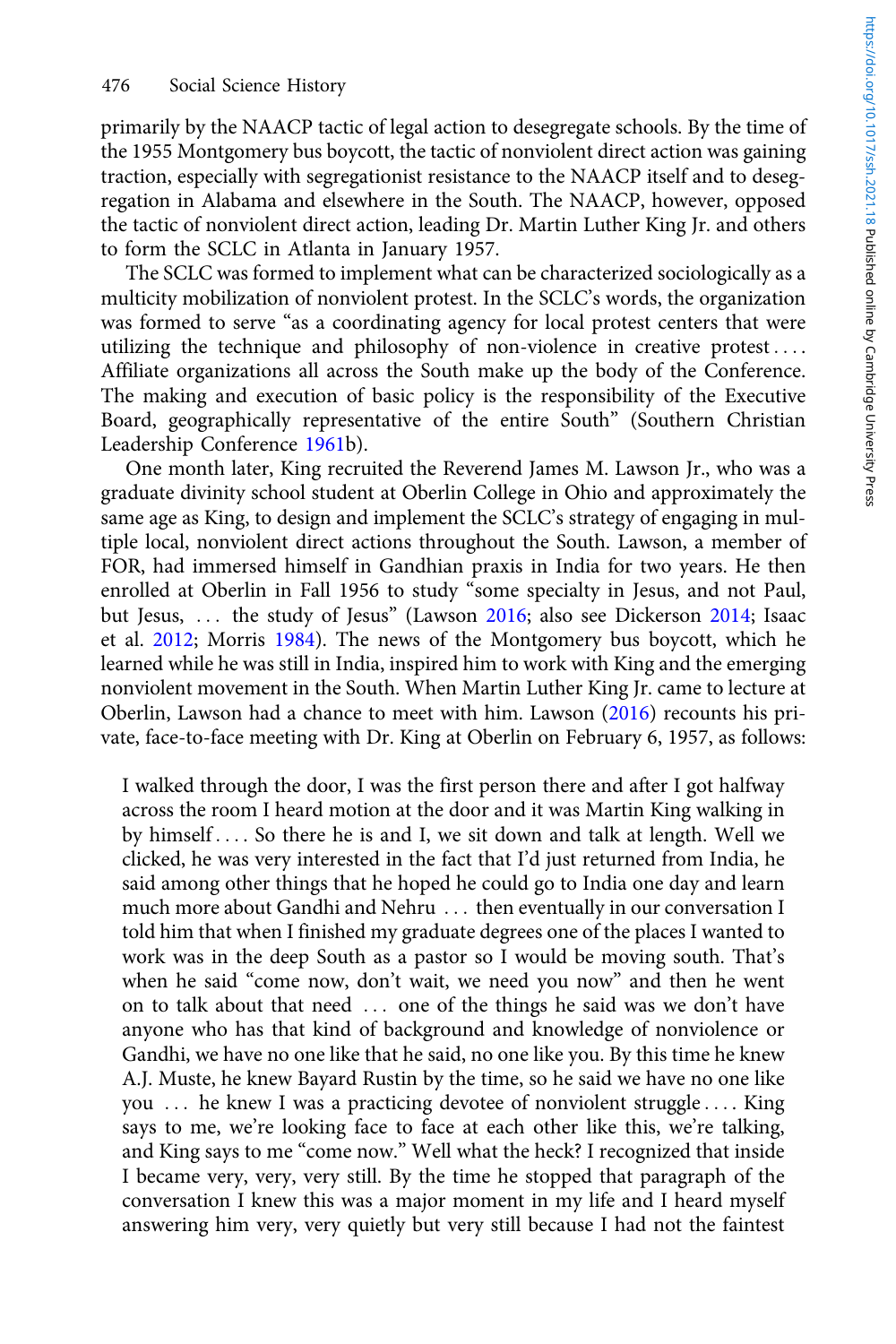primarily by the NAACP tactic of legal action to desegregate schools. By the time of the 1955 Montgomery bus boycott, the tactic of nonviolent direct action was gaining traction, especially with segregationist resistance to the NAACP itself and to desegregation in Alabama and elsewhere in the South. The NAACP, however, opposed the tactic of nonviolent direct action, leading Dr. Martin Luther King Jr. and others to form the SCLC in Atlanta in January 1957.

The SCLC was formed to implement what can be characterized sociologically as a multicity mobilization of nonviolent protest. In the SCLC's words, the organization was formed to serve "as a coordinating agency for local protest centers that were utilizing the technique and philosophy of non-violence in creative protest…. Affiliate organizations all across the South make up the body of the Conference. The making and execution of basic policy is the responsibility of the Executive Board, geographically representative of the entire South" (Southern Christian Leadership Conference 1961b).

One month later, King recruited the Reverend James M. Lawson Jr., who was a graduate divinity school student at Oberlin College in Ohio and approximately the same age as King, to design and implement the SCLC's strategy of engaging in multiple local, nonviolent direct actions throughout the South. Lawson, a member of FOR, had immersed himself in Gandhian praxis in India for two years. He then enrolled at Oberlin in Fall 1956 to study "some specialty in Jesus, and not Paul, but Jesus, … the study of Jesus" (Lawson 2016; also see Dickerson 2014; Isaac et al. 2012; Morris 1984). The news of the Montgomery bus boycott, which he learned while he was still in India, inspired him to work with King and the emerging nonviolent movement in the South. When Martin Luther King Jr. came to lecture at Oberlin, Lawson had a chance to meet with him. Lawson (2016) recounts his private, face-to-face meeting with Dr. King at Oberlin on February 6, 1957, as follows:

> I walked through the door, I was the first person there and after I got halfway across the room I heard motion at the door and it was Martin King walking in by himself…. So there he is and I, we sit down and talk at length. Well we clicked, he was very interested in the fact that I'd just returned from India, he said among other things that he hoped he could go to India one day and learn much more about Gandhi and Nehru … then eventually in our conversation I told him that when I finished my graduate degrees one of the places I wanted to work was in the deep South as a pastor so I would be moving south. That's when he said "come now, don't wait, we need you now" and then he went on to talk about that need … one of the things he said was we don't have anyone who has that kind of background and knowledge of nonviolence or Gandhi, we have no one like that he said, no one like you. By this time he knew A.J. Muste, he knew Bayard Rustin by the time, so he said we have no one like you … he knew I was a practicing devotee of nonviolent struggle…. King says to me, we're looking face to face at each other like this, we're talking, and King says to me "come now." Well what the heck? I recognized that inside I became very, very, very still. By the time he stopped that paragraph of the conversation I knew this was a major moment in my life and I heard myself answering him very, very quietly but very still because I had not the faintest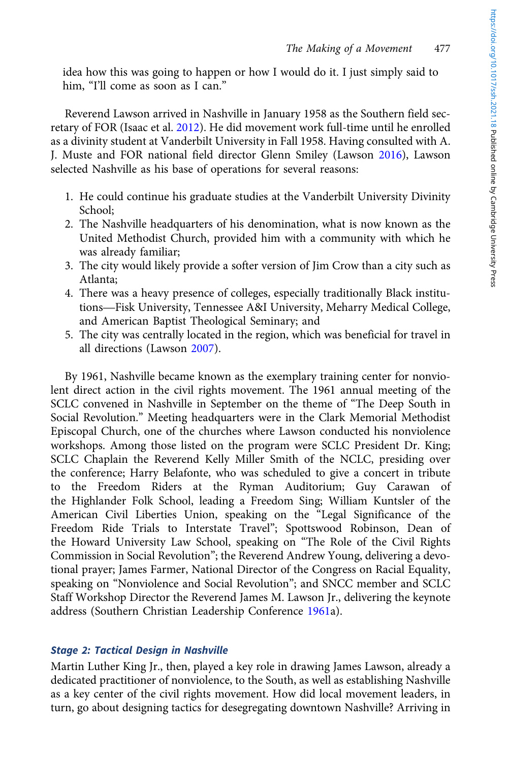idea how this was going to happen or how I would do it. I just simply said to him, "I'll come as soon as I can."

Reverend Lawson arrived in Nashville in January 1958 as the Southern field secretary of FOR (Isaac et al. 2012). He did movement work full-time until he enrolled as a divinity student at Vanderbilt University in Fall 1958. Having consulted with A. J. Muste and FOR national field director Glenn Smiley (Lawson 2016), Lawson selected Nashville as his base of operations for several reasons:

1. He could continue his graduate studies at the Vanderbilt University Divinity School;
2. The Nashville headquarters of his denomination, what is now known as the United Methodist Church, provided him with a community with which he was already familiar;
3. The city would likely provide a softer version of Jim Crow than a city such as Atlanta;
4. There was a heavy presence of colleges, especially traditionally Black institutions—Fisk University, Tennessee A&I University, Meharry Medical College, and American Baptist Theological Seminary; and
5. The city was centrally located in the region, which was beneficial for travel in all directions (Lawson 2007).

By 1961, Nashville became known as the exemplary training center for nonviolent direct action in the civil rights movement. The 1961 annual meeting of the SCLC convened in Nashville in September on the theme of "The Deep South in Social Revolution." Meeting headquarters were in the Clark Memorial Methodist Episcopal Church, one of the churches where Lawson conducted his nonviolence workshops. Among those listed on the program were SCLC President Dr. King; SCLC Chaplain the Reverend Kelly Miller Smith of the NCLC, presiding over the conference; Harry Belafonte, who was scheduled to give a concert in tribute to the Freedom Riders at the Ryman Auditorium; Guy Carawan of the Highlander Folk School, leading a Freedom Sing; William Kuntsler of the American Civil Liberties Union, speaking on the "Legal Significance of the Freedom Ride Trials to Interstate Travel"; Spottswood Robinson, Dean of the Howard University Law School, speaking on "The Role of the Civil Rights Commission in Social Revolution"; the Reverend Andrew Young, delivering a devotional prayer; James Farmer, National Director of the Congress on Racial Equality, speaking on "Nonviolence and Social Revolution"; and SNCC member and SCLC Staff Workshop Director the Reverend James M. Lawson Jr., delivering the keynote address (Southern Christian Leadership Conference 1961a).

### Stage 2: Tactical Design in Nashville

Martin Luther King Jr., then, played a key role in drawing James Lawson, already a dedicated practitioner of nonviolence, to the South, as well as establishing Nashville as a key center of the civil rights movement. How did local movement leaders, in turn, go about designing tactics for desegregating downtown Nashville? Arriving in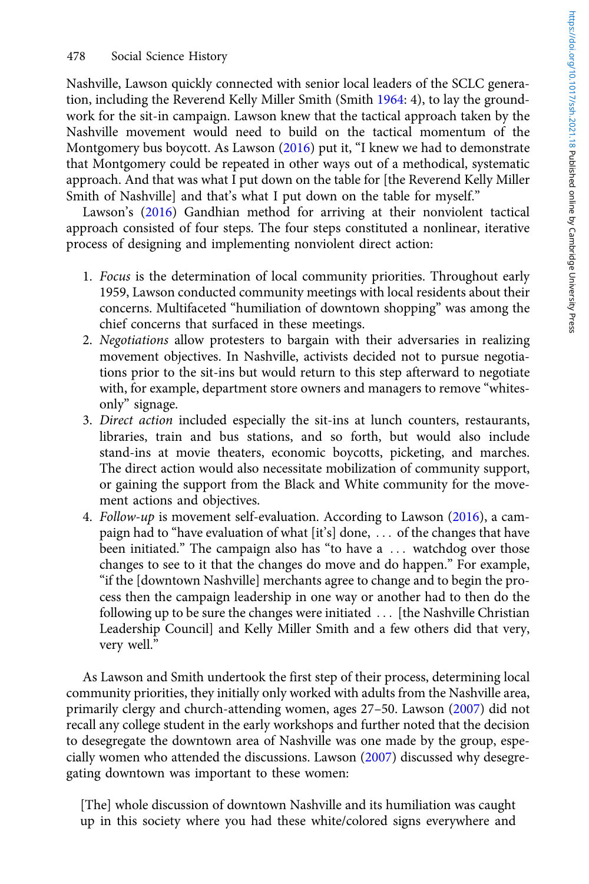Nashville, Lawson quickly connected with senior local leaders of the SCLC generation, including the Reverend Kelly Miller Smith (Smith 1964: 4), to lay the groundwork for the sit-in campaign. Lawson knew that the tactical approach taken by the Nashville movement would need to build on the tactical momentum of the Montgomery bus boycott. As Lawson (2016) put it, "I knew we had to demonstrate that Montgomery could be repeated in other ways out of a methodical, systematic approach. And that was what I put down on the table for [the Reverend Kelly Miller Smith of Nashville] and that's what I put down on the table for myself."

Lawson's (2016) Gandhian method for arriving at their nonviolent tactical approach consisted of four steps. The four steps constituted a nonlinear, iterative process of designing and implementing nonviolent direct action:

1. *Focus* is the determination of local community priorities. Throughout early 1959, Lawson conducted community meetings with local residents about their concerns. Multifaceted "humiliation of downtown shopping" was among the chief concerns that surfaced in these meetings.
2. *Negotiations* allow protesters to bargain with their adversaries in realizing movement objectives. In Nashville, activists decided not to pursue negotiations prior to the sit-ins but would return to this step afterward to negotiate with, for example, department store owners and managers to remove "whites-only" signage.
3. *Direct action* included especially the sit-ins at lunch counters, restaurants, libraries, train and bus stations, and so forth, but would also include stand-ins at movie theaters, economic boycotts, picketing, and marches. The direct action would also necessitate mobilization of community support, or gaining the support from the Black and White community for the movement actions and objectives.
4. *Follow-up* is movement self-evaluation. According to Lawson (2016), a campaign had to "have evaluation of what [it's] done, … of the changes that have been initiated." The campaign also has "to have a … watchdog over those changes to see to it that the changes do move and do happen." For example, "if the [downtown Nashville] merchants agree to change and to begin the process then the campaign leadership in one way or another had to then do the following up to be sure the changes were initiated … [the Nashville Christian Leadership Council] and Kelly Miller Smith and a few others did that very, very well."

As Lawson and Smith undertook the first step of their process, determining local community priorities, they initially only worked with adults from the Nashville area, primarily clergy and church-attending women, ages 27–50. Lawson (2007) did not recall any college student in the early workshops and further noted that the decision to desegregate the downtown area of Nashville was one made by the group, especially women who attended the discussions. Lawson (2007) discussed why desegregating downtown was important to these women:

> [The] whole discussion of downtown Nashville and its humiliation was caught up in this society where you had these white/colored signs everywhere and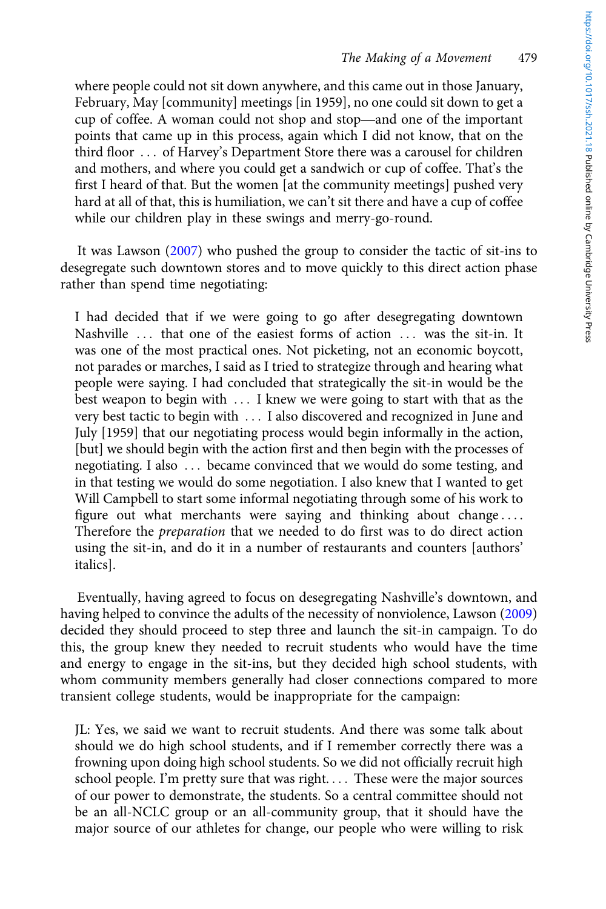where people could not sit down anywhere, and this came out in those January, February, May [community] meetings [in 1959], no one could sit down to get a cup of coffee. A woman could not shop and stop—and one of the important points that came up in this process, again which I did not know, that on the third floor ... of Harvey's Department Store there was a carousel for children and mothers, and where you could get a sandwich or cup of coffee. That's the first I heard of that. But the women [at the community meetings] pushed very hard at all of that, this is humiliation, we can't sit there and have a cup of coffee while our children play in these swings and merry-go-round.

It was Lawson (2007) who pushed the group to consider the tactic of sit-ins to desegregate such downtown stores and to move quickly to this direct action phase rather than spend time negotiating:

> I had decided that if we were going to go after desegregating downtown Nashville ... that one of the easiest forms of action ... was the sit-in. It was one of the most practical ones. Not picketing, not an economic boycott, not parades or marches, I said as I tried to strategize through and hearing what people were saying. I had concluded that strategically the sit-in would be the best weapon to begin with ... I knew we were going to start with that as the very best tactic to begin with ... I also discovered and recognized in June and July [1959] that our negotiating process would begin informally in the action, [but] we should begin with the action first and then begin with the processes of negotiating. I also ... became convinced that we would do some testing, and in that testing we would do some negotiation. I also knew that I wanted to get Will Campbell to start some informal negotiating through some of his work to figure out what merchants were saying and thinking about change.... Therefore the *preparation* that we needed to do first was to do direct action using the sit-in, and do it in a number of restaurants and counters [authors' italics].

Eventually, having agreed to focus on desegregating Nashville's downtown, and having helped to convince the adults of the necessity of nonviolence, Lawson (2009) decided they should proceed to step three and launch the sit-in campaign. To do this, the group knew they needed to recruit students who would have the time and energy to engage in the sit-ins, but they decided high school students, with whom community members generally had closer connections compared to more transient college students, would be inappropriate for the campaign:

> JL: Yes, we said we want to recruit students. And there was some talk about should we do high school students, and if I remember correctly there was a frowning upon doing high school students. So we did not officially recruit high school people. I'm pretty sure that was right.... These were the major sources of our power to demonstrate, the students. So a central committee should not be an all-NCLC group or an all-community group, that it should have the major source of our athletes for change, our people who were willing to risk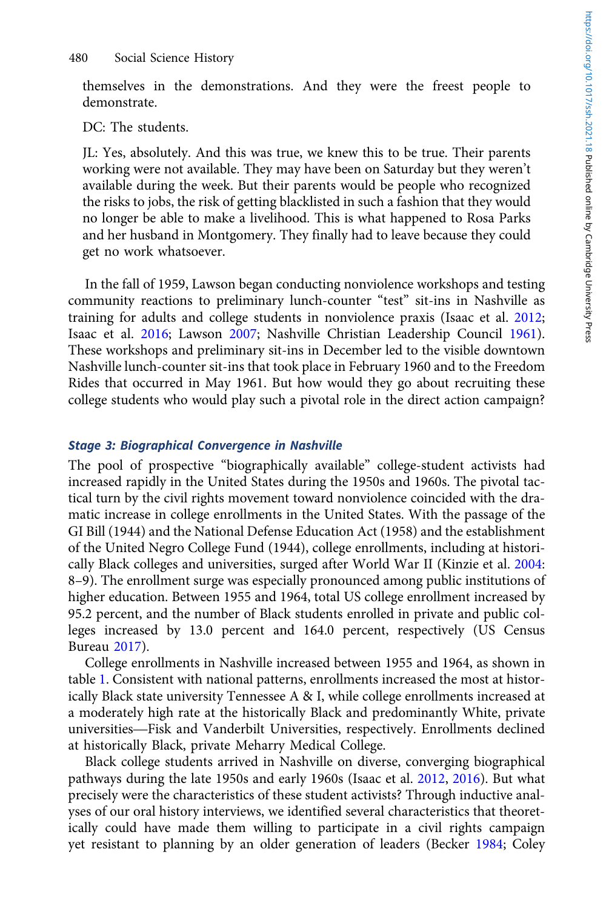themselves in the demonstrations. And they were the freest people to demonstrate.

DC: The students.

JL: Yes, absolutely. And this was true, we knew this to be true. Their parents working were not available. They may have been on Saturday but they weren't available during the week. But their parents would be people who recognized the risks to jobs, the risk of getting blacklisted in such a fashion that they would no longer be able to make a livelihood. This is what happened to Rosa Parks and her husband in Montgomery. They finally had to leave because they could get no work whatsoever.

In the fall of 1959, Lawson began conducting nonviolence workshops and testing community reactions to preliminary lunch-counter "test" sit-ins in Nashville as training for adults and college students in nonviolence praxis (Isaac et al. 2012; Isaac et al. 2016; Lawson 2007; Nashville Christian Leadership Council 1961). These workshops and preliminary sit-ins in December led to the visible downtown Nashville lunch-counter sit-ins that took place in February 1960 and to the Freedom Rides that occurred in May 1961. But how would they go about recruiting these college students who would play such a pivotal role in the direct action campaign?

### *Stage 3: Biographical Convergence in Nashville*

The pool of prospective "biographically available" college-student activists had increased rapidly in the United States during the 1950s and 1960s. The pivotal tactical turn by the civil rights movement toward nonviolence coincided with the dramatic increase in college enrollments in the United States. With the passage of the GI Bill (1944) and the National Defense Education Act (1958) and the establishment of the United Negro College Fund (1944), college enrollments, including at historically Black colleges and universities, surged after World War II (Kinzie et al. 2004: 8–9). The enrollment surge was especially pronounced among public institutions of higher education. Between 1955 and 1964, total US college enrollment increased by 95.2 percent, and the number of Black students enrolled in private and public colleges increased by 13.0 percent and 164.0 percent, respectively (US Census Bureau 2017).

College enrollments in Nashville increased between 1955 and 1964, as shown in table 1. Consistent with national patterns, enrollments increased the most at historically Black state university Tennessee A & I, while college enrollments increased at a moderately high rate at the historically Black and predominantly White, private universities—Fisk and Vanderbilt Universities, respectively. Enrollments declined at historically Black, private Meharry Medical College.

Black college students arrived in Nashville on diverse, converging biographical pathways during the late 1950s and early 1960s (Isaac et al. 2012, 2016). But what precisely were the characteristics of these student activists? Through inductive analyses of our oral history interviews, we identified several characteristics that theoretically could have made them willing to participate in a civil rights campaign yet resistant to planning by an older generation of leaders (Becker 1984; Coley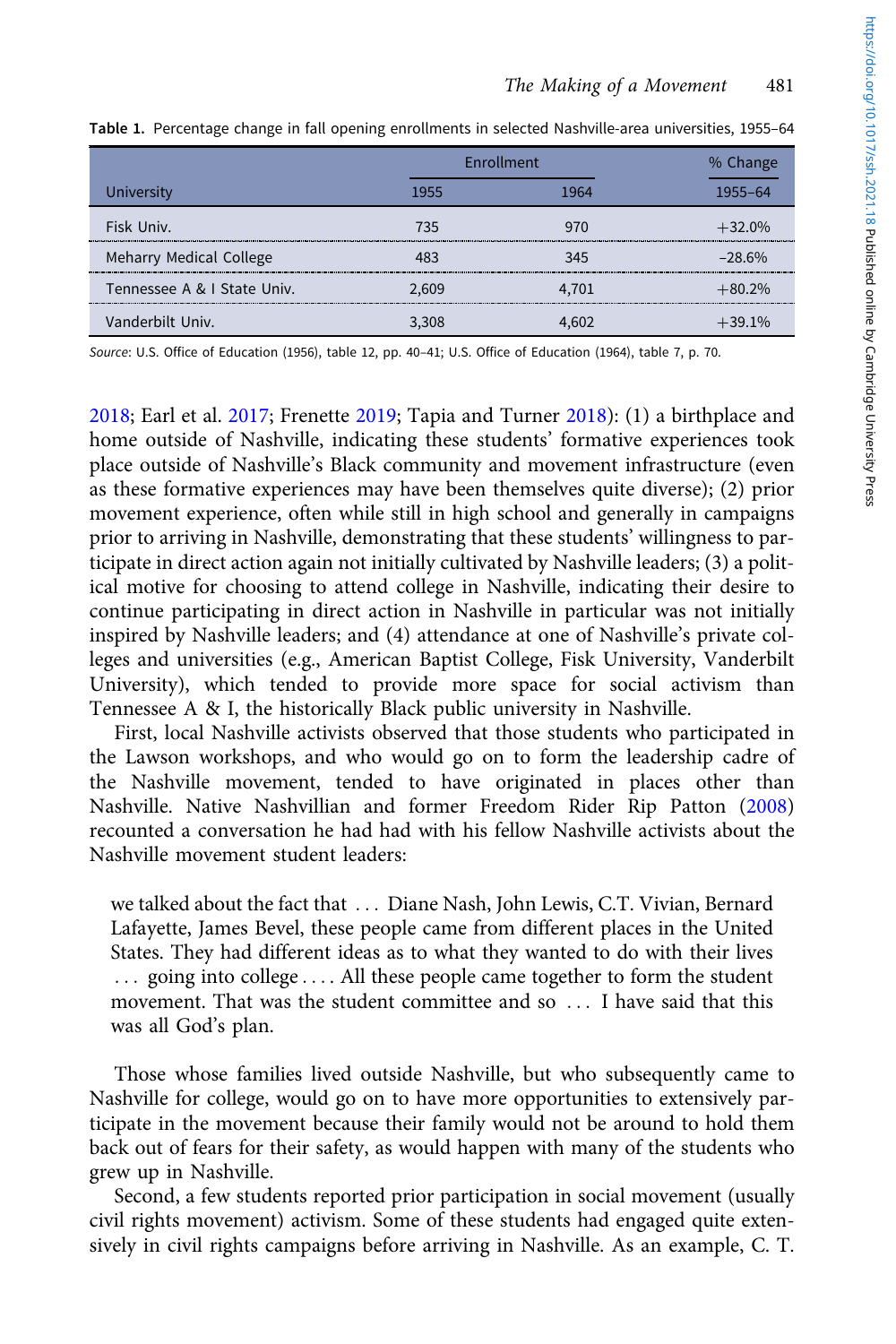Table 1. Percentage change in fall opening enrollments in selected Nashville-area universities, 1955–64

| University | Enrollment | | % Change |
|---|---|---|---|
| | 1955 | 1964 | 1955–64 |
| Fisk Univ. | 735 | 970 | +32.0% |
| Meharry Medical College | 483 | 345 | −28.6% |
| Tennessee A & I State Univ. | 2,609 | 4,701 | +80.2% |
| Vanderbilt Univ. | 3,308 | 4,602 | +39.1% |

*Source*: U.S. Office of Education (1956), table 12, pp. 40–41; U.S. Office of Education (1964), table 7, p. 70.

2018; Earl et al. 2017; Frenette 2019; Tapia and Turner 2018): (1) a birthplace and home outside of Nashville, indicating these students' formative experiences took place outside of Nashville's Black community and movement infrastructure (even as these formative experiences may have been themselves quite diverse); (2) prior movement experience, often while still in high school and generally in campaigns prior to arriving in Nashville, demonstrating that these students' willingness to participate in direct action again not initially cultivated by Nashville leaders; (3) a political motive for choosing to attend college in Nashville, indicating their desire to continue participating in direct action in Nashville in particular was not initially inspired by Nashville leaders; and (4) attendance at one of Nashville's private colleges and universities (e.g., American Baptist College, Fisk University, Vanderbilt University), which tended to provide more space for social activism than Tennessee A & I, the historically Black public university in Nashville.

First, local Nashville activists observed that those students who participated in the Lawson workshops, and who would go on to form the leadership cadre of the Nashville movement, tended to have originated in places other than Nashville. Native Nashvillian and former Freedom Rider Rip Patton (2008) recounted a conversation he had had with his fellow Nashville activists about the Nashville movement student leaders:

> we talked about the fact that ... Diane Nash, John Lewis, C.T. Vivian, Bernard Lafayette, James Bevel, these people came from different places in the United States. They had different ideas as to what they wanted to do with their lives ... going into college .... All these people came together to form the student movement. That was the student committee and so ... I have said that this was all God's plan.

Those whose families lived outside Nashville, but who subsequently came to Nashville for college, would go on to have more opportunities to extensively participate in the movement because their family would not be around to hold them back out of fears for their safety, as would happen with many of the students who grew up in Nashville.

Second, a few students reported prior participation in social movement (usually civil rights movement) activism. Some of these students had engaged quite extensively in civil rights campaigns before arriving in Nashville. As an example, C. T.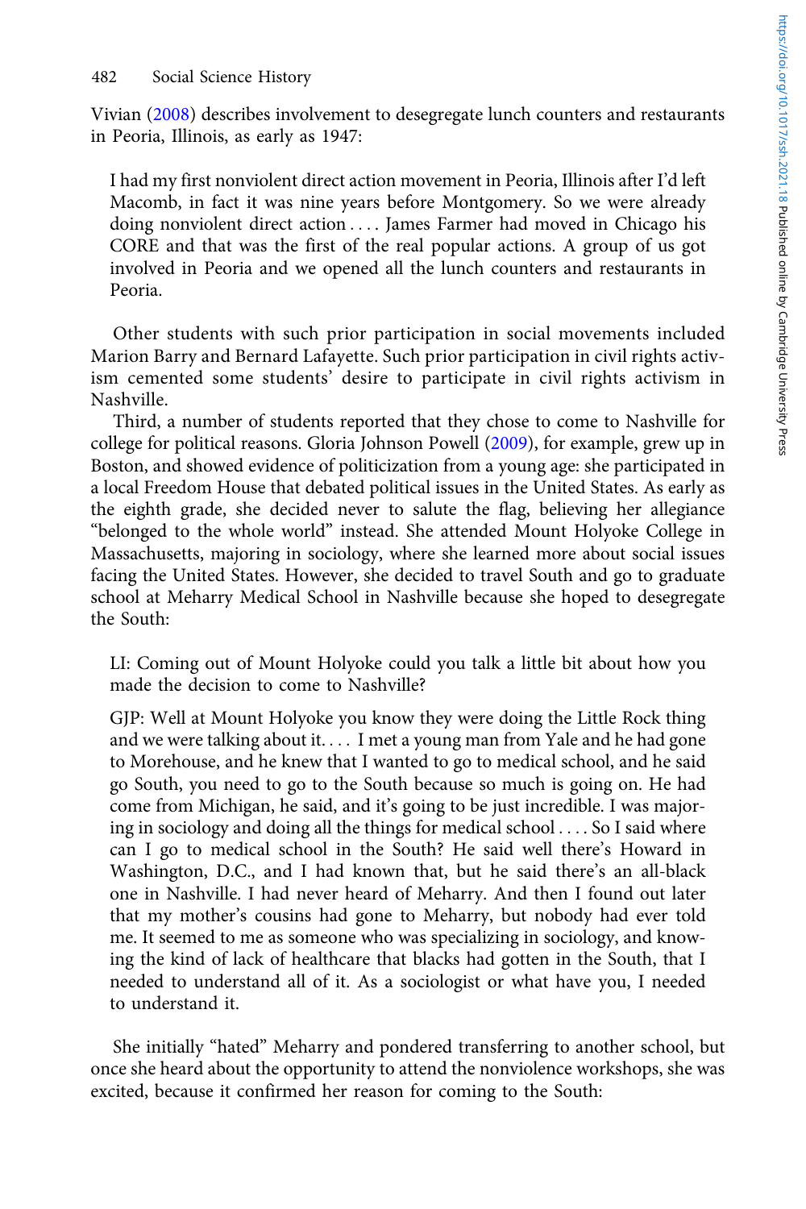Vivian (2008) describes involvement to desegregate lunch counters and restaurants in Peoria, Illinois, as early as 1947:

> I had my first nonviolent direct action movement in Peoria, Illinois after I'd left Macomb, in fact it was nine years before Montgomery. So we were already doing nonviolent direct action . . . . James Farmer had moved in Chicago his CORE and that was the first of the real popular actions. A group of us got involved in Peoria and we opened all the lunch counters and restaurants in Peoria.

Other students with such prior participation in social movements included Marion Barry and Bernard Lafayette. Such prior participation in civil rights activism cemented some students' desire to participate in civil rights activism in Nashville.

Third, a number of students reported that they chose to come to Nashville for college for political reasons. Gloria Johnson Powell (2009), for example, grew up in Boston, and showed evidence of politicization from a young age: she participated in a local Freedom House that debated political issues in the United States. As early as the eighth grade, she decided never to salute the flag, believing her allegiance "belonged to the whole world" instead. She attended Mount Holyoke College in Massachusetts, majoring in sociology, where she learned more about social issues facing the United States. However, she decided to travel South and go to graduate school at Meharry Medical School in Nashville because she hoped to desegregate the South:

> LI: Coming out of Mount Holyoke could you talk a little bit about how you made the decision to come to Nashville?
>
> GJP: Well at Mount Holyoke you know they were doing the Little Rock thing and we were talking about it. . . . I met a young man from Yale and he had gone to Morehouse, and he knew that I wanted to go to medical school, and he said go South, you need to go to the South because so much is going on. He had come from Michigan, he said, and it's going to be just incredible. I was majoring in sociology and doing all the things for medical school . . . . So I said where can I go to medical school in the South? He said well there's Howard in Washington, D.C., and I had known that, but he said there's an all-black one in Nashville. I had never heard of Meharry. And then I found out later that my mother's cousins had gone to Meharry, but nobody had ever told me. It seemed to me as someone who was specializing in sociology, and knowing the kind of lack of healthcare that blacks had gotten in the South, that I needed to understand all of it. As a sociologist or what have you, I needed to understand it.

She initially "hated" Meharry and pondered transferring to another school, but once she heard about the opportunity to attend the nonviolence workshops, she was excited, because it confirmed her reason for coming to the South: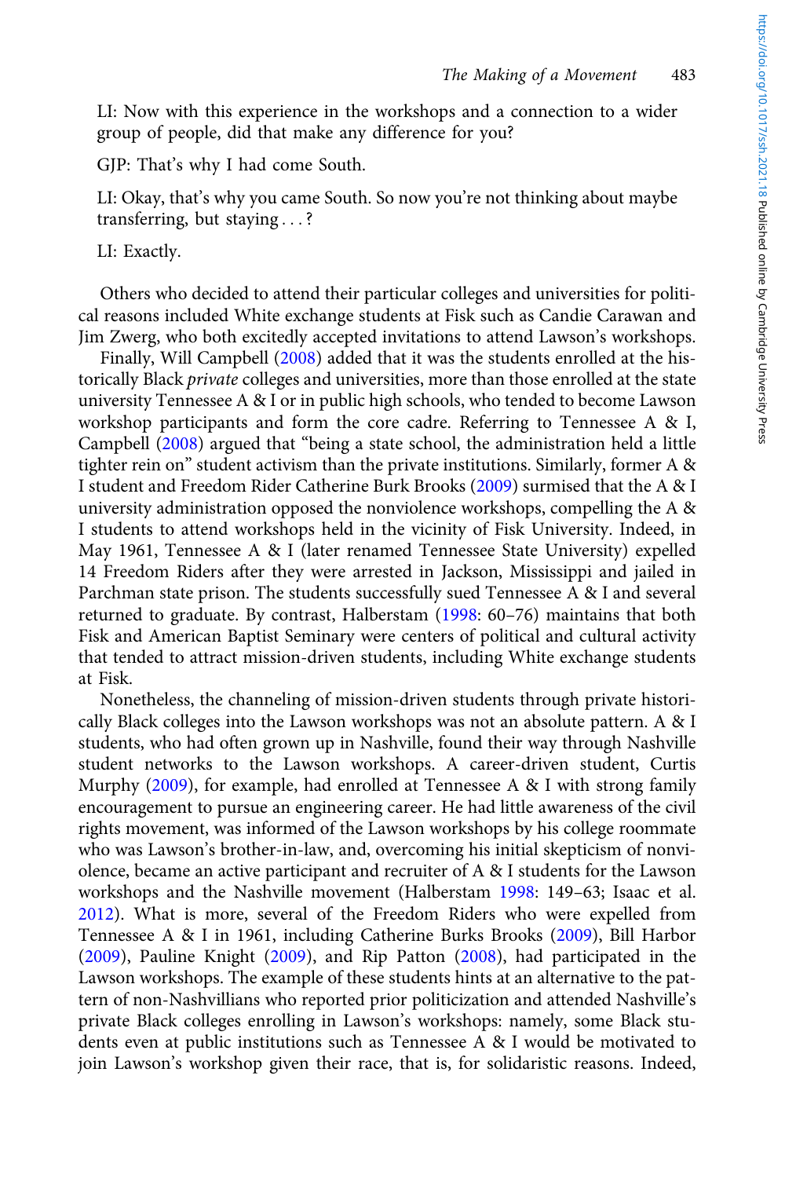LI: Now with this experience in the workshops and a connection to a wider group of people, did that make any difference for you?

GJP: That's why I had come South.

LI: Okay, that's why you came South. So now you're not thinking about maybe transferring, but staying . . . ?

LI: Exactly.

Others who decided to attend their particular colleges and universities for political reasons included White exchange students at Fisk such as Candie Carawan and Jim Zwerg, who both excitedly accepted invitations to attend Lawson's workshops.

Finally, Will Campbell (2008) added that it was the students enrolled at the historically Black *private* colleges and universities, more than those enrolled at the state university Tennessee A & I or in public high schools, who tended to become Lawson workshop participants and form the core cadre. Referring to Tennessee A & I, Campbell (2008) argued that "being a state school, the administration held a little tighter rein on" student activism than the private institutions. Similarly, former A & I student and Freedom Rider Catherine Burk Brooks (2009) surmised that the A & I university administration opposed the nonviolence workshops, compelling the A & I students to attend workshops held in the vicinity of Fisk University. Indeed, in May 1961, Tennessee A & I (later renamed Tennessee State University) expelled 14 Freedom Riders after they were arrested in Jackson, Mississippi and jailed in Parchman state prison. The students successfully sued Tennessee A & I and several returned to graduate. By contrast, Halberstam (1998: 60–76) maintains that both Fisk and American Baptist Seminary were centers of political and cultural activity that tended to attract mission-driven students, including White exchange students at Fisk.

Nonetheless, the channeling of mission-driven students through private historically Black colleges into the Lawson workshops was not an absolute pattern. A & I students, who had often grown up in Nashville, found their way through Nashville student networks to the Lawson workshops. A career-driven student, Curtis Murphy (2009), for example, had enrolled at Tennessee A & I with strong family encouragement to pursue an engineering career. He had little awareness of the civil rights movement, was informed of the Lawson workshops by his college roommate who was Lawson's brother-in-law, and, overcoming his initial skepticism of nonviolence, became an active participant and recruiter of A & I students for the Lawson workshops and the Nashville movement (Halberstam 1998: 149–63; Isaac et al. 2012). What is more, several of the Freedom Riders who were expelled from Tennessee A & I in 1961, including Catherine Burks Brooks (2009), Bill Harbor (2009), Pauline Knight (2009), and Rip Patton (2008), had participated in the Lawson workshops. The example of these students hints at an alternative to the pattern of non-Nashvillians who reported prior politicization and attended Nashville's private Black colleges enrolling in Lawson's workshops: namely, some Black students even at public institutions such as Tennessee A & I would be motivated to join Lawson's workshop given their race, that is, for solidaristic reasons. Indeed,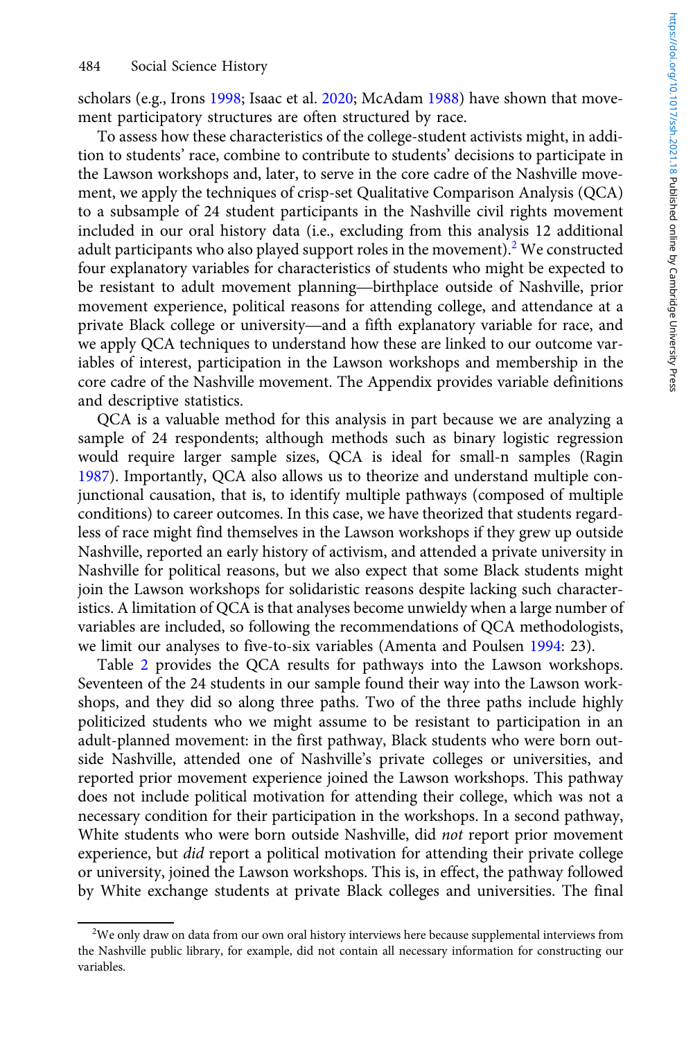scholars (e.g., Irons 1998; Isaac et al. 2020; McAdam 1988) have shown that movement participatory structures are often structured by race.

To assess how these characteristics of the college-student activists might, in addition to students' race, combine to contribute to students' decisions to participate in the Lawson workshops and, later, to serve in the core cadre of the Nashville movement, we apply the techniques of crisp-set Qualitative Comparison Analysis (QCA) to a subsample of 24 student participants in the Nashville civil rights movement included in our oral history data (i.e., excluding from this analysis 12 additional adult participants who also played support roles in the movement).[2] We constructed four explanatory variables for characteristics of students who might be expected to be resistant to adult movement planning—birthplace outside of Nashville, prior movement experience, political reasons for attending college, and attendance at a private Black college or university—and a fifth explanatory variable for race, and we apply QCA techniques to understand how these are linked to our outcome variables of interest, participation in the Lawson workshops and membership in the core cadre of the Nashville movement. The Appendix provides variable definitions and descriptive statistics.

QCA is a valuable method for this analysis in part because we are analyzing a sample of 24 respondents; although methods such as binary logistic regression would require larger sample sizes, QCA is ideal for small-n samples (Ragin 1987). Importantly, QCA also allows us to theorize and understand multiple conjunctional causation, that is, to identify multiple pathways (composed of multiple conditions) to career outcomes. In this case, we have theorized that students regardless of race might find themselves in the Lawson workshops if they grew up outside Nashville, reported an early history of activism, and attended a private university in Nashville for political reasons, but we also expect that some Black students might join the Lawson workshops for solidaristic reasons despite lacking such characteristics. A limitation of QCA is that analyses become unwieldy when a large number of variables are included, so following the recommendations of QCA methodologists, we limit our analyses to five-to-six variables (Amenta and Poulsen 1994: 23).

Table 2 provides the QCA results for pathways into the Lawson workshops. Seventeen of the 24 students in our sample found their way into the Lawson workshops, and they did so along three paths. Two of the three paths include highly politicized students who we might assume to be resistant to participation in an adult-planned movement: in the first pathway, Black students who were born outside Nashville, attended one of Nashville's private colleges or universities, and reported prior movement experience joined the Lawson workshops. This pathway does not include political motivation for attending their college, which was not a necessary condition for their participation in the workshops. In a second pathway, White students who were born outside Nashville, did *not* report prior movement experience, but *did* report a political motivation for attending their private college or university, joined the Lawson workshops. This is, in effect, the pathway followed by White exchange students at private Black colleges and universities. The final

[2] We only draw on data from our own oral history interviews here because supplemental interviews from the Nashville public library, for example, did not contain all necessary information for constructing our variables.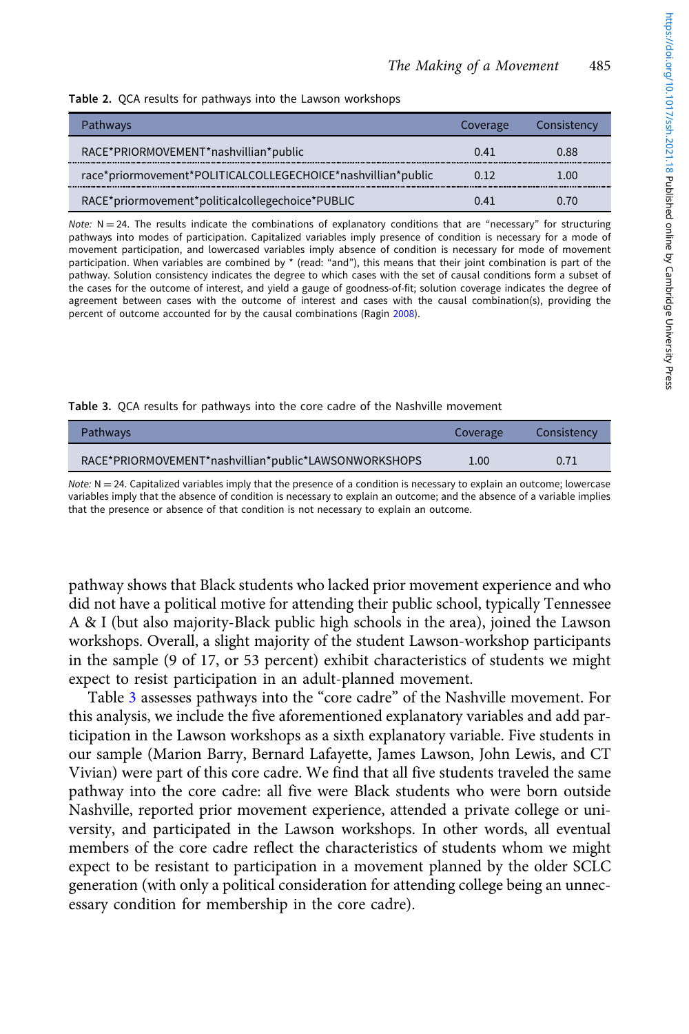Table 2. QCA results for pathways into the Lawson workshops

| Pathways | Coverage | Consistency |
|---|---|---|
| RACE*PRIORMOVEMENT*nashvillian*public | 0.41 | 0.88 |
| race*priormovement*POLITICALCOLLEGECHOICE*nashvillian*public | 0.12 | 1.00 |
| RACE*priormovement*politicalcollegechoice*PUBLIC | 0.41 | 0.70 |

*Note:* N = 24. The results indicate the combinations of explanatory conditions that are "necessary" for structuring pathways into modes of participation. Capitalized variables imply presence of condition is necessary for a mode of movement participation, and lowercased variables imply absence of condition is necessary for mode of movement participation. When variables are combined by * (read: "and"), this means that their joint combination is part of the pathway. Solution consistency indicates the degree to which cases with the set of causal conditions form a subset of the cases for the outcome of interest, and yield a gauge of goodness-of-fit; solution coverage indicates the degree of agreement between cases with the outcome of interest and cases with the causal combination(s), providing the percent of outcome accounted for by the causal combinations (Ragin 2008).

Table 3. QCA results for pathways into the core cadre of the Nashville movement

| Pathways | Coverage | Consistency |
|---|---|---|
| RACE*PRIORMOVEMENT*nashvillian*public*LAWSONWORKSHOPS | 1.00 | 0.71 |

*Note:* N = 24. Capitalized variables imply that the presence of a condition is necessary to explain an outcome; lowercase variables imply that the absence of condition is necessary to explain an outcome; and the absence of a variable implies that the presence or absence of that condition is not necessary to explain an outcome.

pathway shows that Black students who lacked prior movement experience and who did not have a political motive for attending their public school, typically Tennessee A & I (but also majority-Black public high schools in the area), joined the Lawson workshops. Overall, a slight majority of the student Lawson-workshop participants in the sample (9 of 17, or 53 percent) exhibit characteristics of students we might expect to resist participation in an adult-planned movement.

Table 3 assesses pathways into the "core cadre" of the Nashville movement. For this analysis, we include the five aforementioned explanatory variables and add participation in the Lawson workshops as a sixth explanatory variable. Five students in our sample (Marion Barry, Bernard Lafayette, James Lawson, John Lewis, and CT Vivian) were part of this core cadre. We find that all five students traveled the same pathway into the core cadre: all five were Black students who were born outside Nashville, reported prior movement experience, attended a private college or university, and participated in the Lawson workshops. In other words, all eventual members of the core cadre reflect the characteristics of students whom we might expect to be resistant to participation in a movement planned by the older SCLC generation (with only a political consideration for attending college being an unnecessary condition for membership in the core cadre).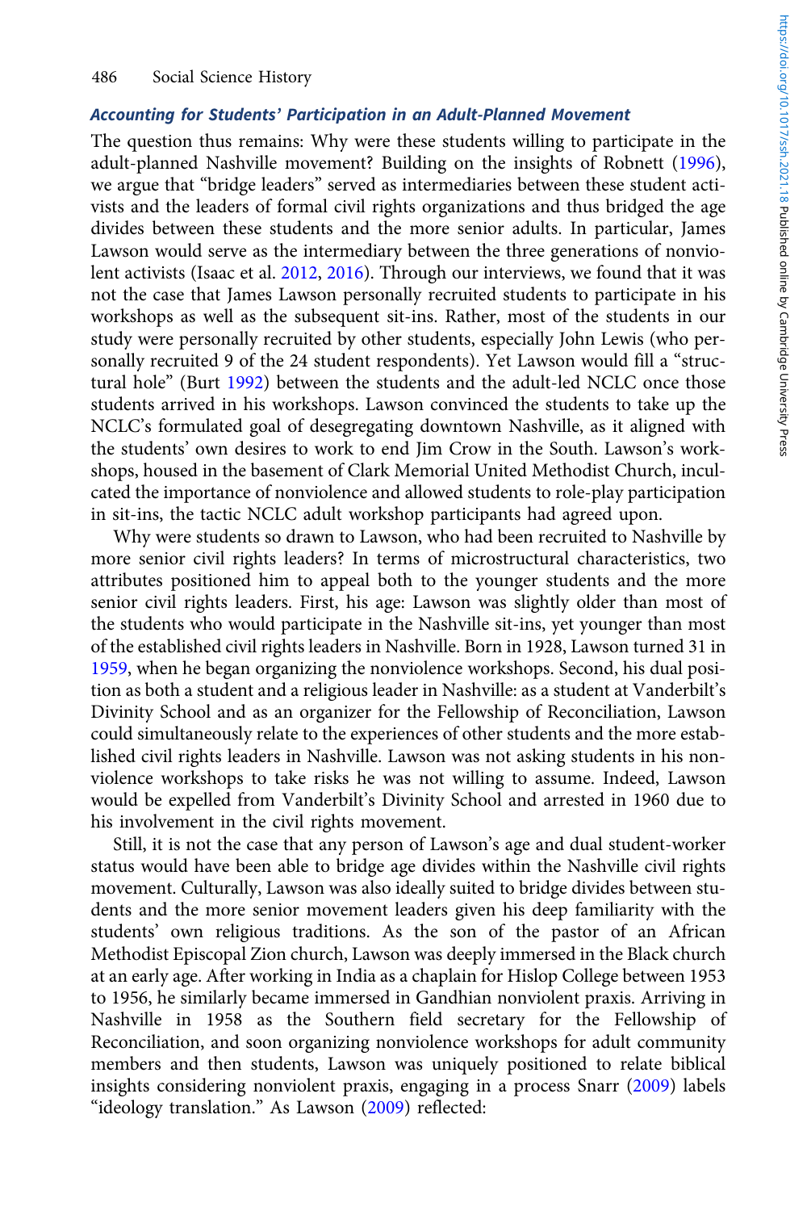### *Accounting for Students' Participation in an Adult-Planned Movement*

The question thus remains: Why were these students willing to participate in the adult-planned Nashville movement? Building on the insights of Robnett (1996), we argue that "bridge leaders" served as intermediaries between these student activists and the leaders of formal civil rights organizations and thus bridged the age divides between these students and the more senior adults. In particular, James Lawson would serve as the intermediary between the three generations of nonviolent activists (Isaac et al. 2012, 2016). Through our interviews, we found that it was not the case that James Lawson personally recruited students to participate in his workshops as well as the subsequent sit-ins. Rather, most of the students in our study were personally recruited by other students, especially John Lewis (who personally recruited 9 of the 24 student respondents). Yet Lawson would fill a "structural hole" (Burt 1992) between the students and the adult-led NCLC once those students arrived in his workshops. Lawson convinced the students to take up the NCLC's formulated goal of desegregating downtown Nashville, as it aligned with the students' own desires to work to end Jim Crow in the South. Lawson's workshops, housed in the basement of Clark Memorial United Methodist Church, inculcated the importance of nonviolence and allowed students to role-play participation in sit-ins, the tactic NCLC adult workshop participants had agreed upon.

Why were students so drawn to Lawson, who had been recruited to Nashville by more senior civil rights leaders? In terms of microstructural characteristics, two attributes positioned him to appeal both to the younger students and the more senior civil rights leaders. First, his age: Lawson was slightly older than most of the students who would participate in the Nashville sit-ins, yet younger than most of the established civil rights leaders in Nashville. Born in 1928, Lawson turned 31 in 1959, when he began organizing the nonviolence workshops. Second, his dual position as both a student and a religious leader in Nashville: as a student at Vanderbilt's Divinity School and as an organizer for the Fellowship of Reconciliation, Lawson could simultaneously relate to the experiences of other students and the more established civil rights leaders in Nashville. Lawson was not asking students in his nonviolence workshops to take risks he was not willing to assume. Indeed, Lawson would be expelled from Vanderbilt's Divinity School and arrested in 1960 due to his involvement in the civil rights movement.

Still, it is not the case that any person of Lawson's age and dual student-worker status would have been able to bridge age divides within the Nashville civil rights movement. Culturally, Lawson was also ideally suited to bridge divides between students and the more senior movement leaders given his deep familiarity with the students' own religious traditions. As the son of the pastor of an African Methodist Episcopal Zion church, Lawson was deeply immersed in the Black church at an early age. After working in India as a chaplain for Hislop College between 1953 to 1956, he similarly became immersed in Gandhian nonviolent praxis. Arriving in Nashville in 1958 as the Southern field secretary for the Fellowship of Reconciliation, and soon organizing nonviolence workshops for adult community members and then students, Lawson was uniquely positioned to relate biblical insights considering nonviolent praxis, engaging in a process Snarr (2009) labels "ideology translation." As Lawson (2009) reflected: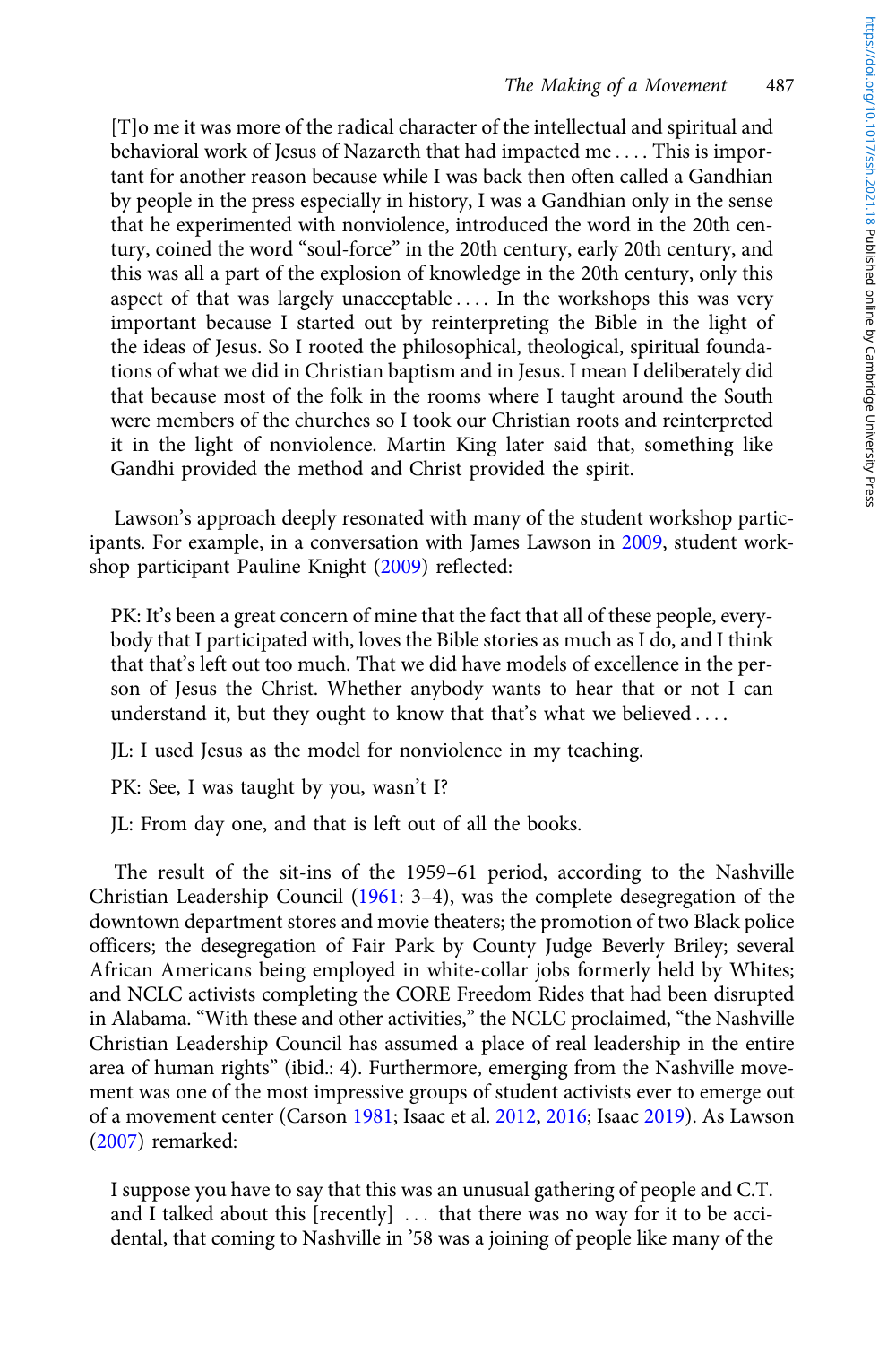> [T]o me it was more of the radical character of the intellectual and spiritual and behavioral work of Jesus of Nazareth that had impacted me . . . . This is important for another reason because while I was back then often called a Gandhian by people in the press especially in history, I was a Gandhian only in the sense that he experimented with nonviolence, introduced the word in the 20th century, coined the word "soul-force" in the 20th century, early 20th century, and this was all a part of the explosion of knowledge in the 20th century, only this aspect of that was largely unacceptable . . . . In the workshops this was very important because I started out by reinterpreting the Bible in the light of the ideas of Jesus. So I rooted the philosophical, theological, spiritual foundations of what we did in Christian baptism and in Jesus. I mean I deliberately did that because most of the folk in the rooms where I taught around the South were members of the churches so I took our Christian roots and reinterpreted it in the light of nonviolence. Martin King later said that, something like Gandhi provided the method and Christ provided the spirit.

Lawson's approach deeply resonated with many of the student workshop participants. For example, in a conversation with James Lawson in 2009, student workshop participant Pauline Knight (2009) reflected:

> PK: It's been a great concern of mine that the fact that all of these people, everybody that I participated with, loves the Bible stories as much as I do, and I think that that's left out too much. That we did have models of excellence in the person of Jesus the Christ. Whether anybody wants to hear that or not I can understand it, but they ought to know that that's what we believed . . . .
>
> JL: I used Jesus as the model for nonviolence in my teaching.
>
> PK: See, I was taught by you, wasn't I?
>
> JL: From day one, and that is left out of all the books.

The result of the sit-ins of the 1959–61 period, according to the Nashville Christian Leadership Council (1961: 3–4), was the complete desegregation of the downtown department stores and movie theaters; the promotion of two Black police officers; the desegregation of Fair Park by County Judge Beverly Briley; several African Americans being employed in white-collar jobs formerly held by Whites; and NCLC activists completing the CORE Freedom Rides that had been disrupted in Alabama. "With these and other activities," the NCLC proclaimed, "the Nashville Christian Leadership Council has assumed a place of real leadership in the entire area of human rights" (ibid.: 4). Furthermore, emerging from the Nashville movement was one of the most impressive groups of student activists ever to emerge out of a movement center (Carson 1981; Isaac et al. 2012, 2016; Isaac 2019). As Lawson (2007) remarked:

> I suppose you have to say that this was an unusual gathering of people and C.T. and I talked about this [recently] . . . that there was no way for it to be accidental, that coming to Nashville in '58 was a joining of people like many of the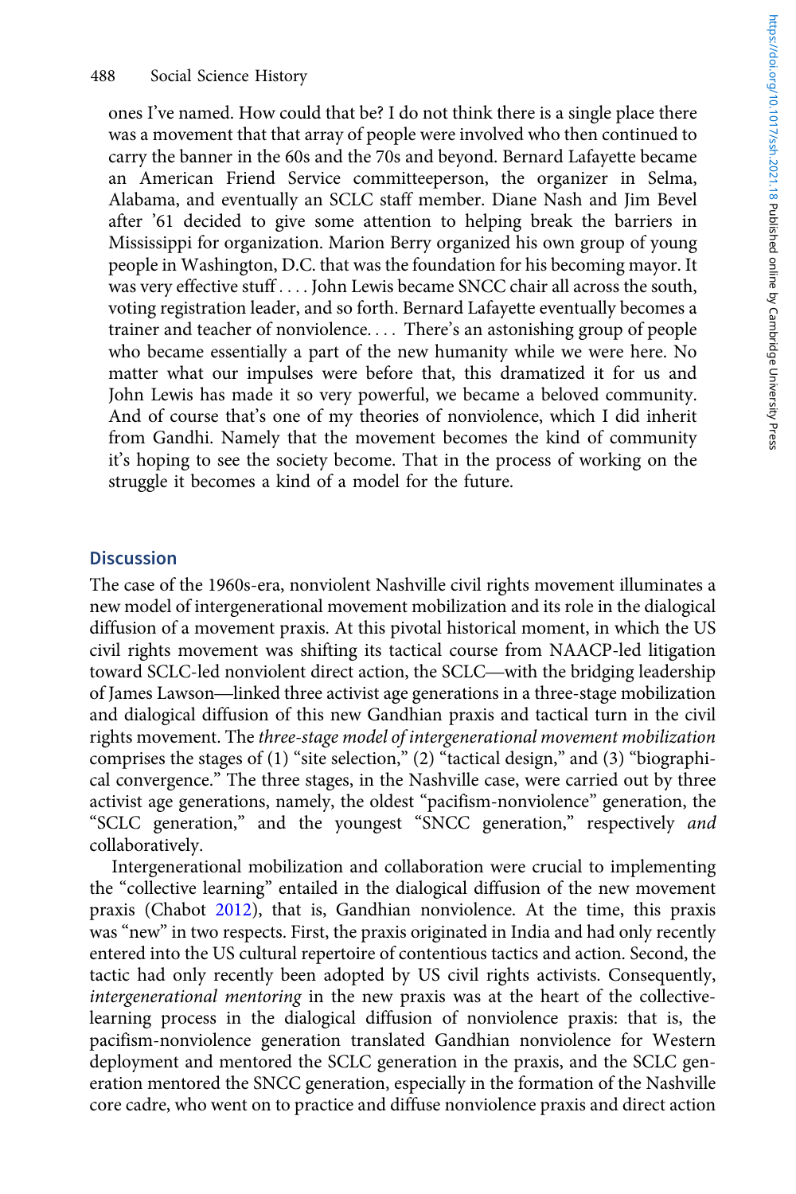ones I've named. How could that be? I do not think there is a single place there was a movement that that array of people were involved who then continued to carry the banner in the 60s and the 70s and beyond. Bernard Lafayette became an American Friend Service committeeperson, the organizer in Selma, Alabama, and eventually an SCLC staff member. Diane Nash and Jim Bevel after '61 decided to give some attention to helping break the barriers in Mississippi for organization. Marion Berry organized his own group of young people in Washington, D.C. that was the foundation for his becoming mayor. It was very effective stuff . . . . John Lewis became SNCC chair all across the south, voting registration leader, and so forth. Bernard Lafayette eventually becomes a trainer and teacher of nonviolence. . . . There's an astonishing group of people who became essentially a part of the new humanity while we were here. No matter what our impulses were before that, this dramatized it for us and John Lewis has made it so very powerful, we became a beloved community. And of course that's one of my theories of nonviolence, which I did inherit from Gandhi. Namely that the movement becomes the kind of community it's hoping to see the society become. That in the process of working on the struggle it becomes a kind of a model for the future.

## Discussion

The case of the 1960s-era, nonviolent Nashville civil rights movement illuminates a new model of intergenerational movement mobilization and its role in the dialogical diffusion of a movement praxis. At this pivotal historical moment, in which the US civil rights movement was shifting its tactical course from NAACP-led litigation toward SCLC-led nonviolent direct action, the SCLC—with the bridging leadership of James Lawson—linked three activist age generations in a three-stage mobilization and dialogical diffusion of this new Gandhian praxis and tactical turn in the civil rights movement. The *three-stage model of intergenerational movement mobilization* comprises the stages of (1) "site selection," (2) "tactical design," and (3) "biographical convergence." The three stages, in the Nashville case, were carried out by three activist age generations, namely, the oldest "pacifism-nonviolence" generation, the "SCLC generation," and the youngest "SNCC generation," respectively *and* collaboratively.

Intergenerational mobilization and collaboration were crucial to implementing the "collective learning" entailed in the dialogical diffusion of the new movement praxis (Chabot 2012), that is, Gandhian nonviolence. At the time, this praxis was "new" in two respects. First, the praxis originated in India and had only recently entered into the US cultural repertoire of contentious tactics and action. Second, the tactic had only recently been adopted by US civil rights activists. Consequently, *intergenerational mentoring* in the new praxis was at the heart of the collective-learning process in the dialogical diffusion of nonviolence praxis: that is, the pacifism-nonviolence generation translated Gandhian nonviolence for Western deployment and mentored the SCLC generation in the praxis, and the SCLC generation mentored the SNCC generation, especially in the formation of the Nashville core cadre, who went on to practice and diffuse nonviolence praxis and direct action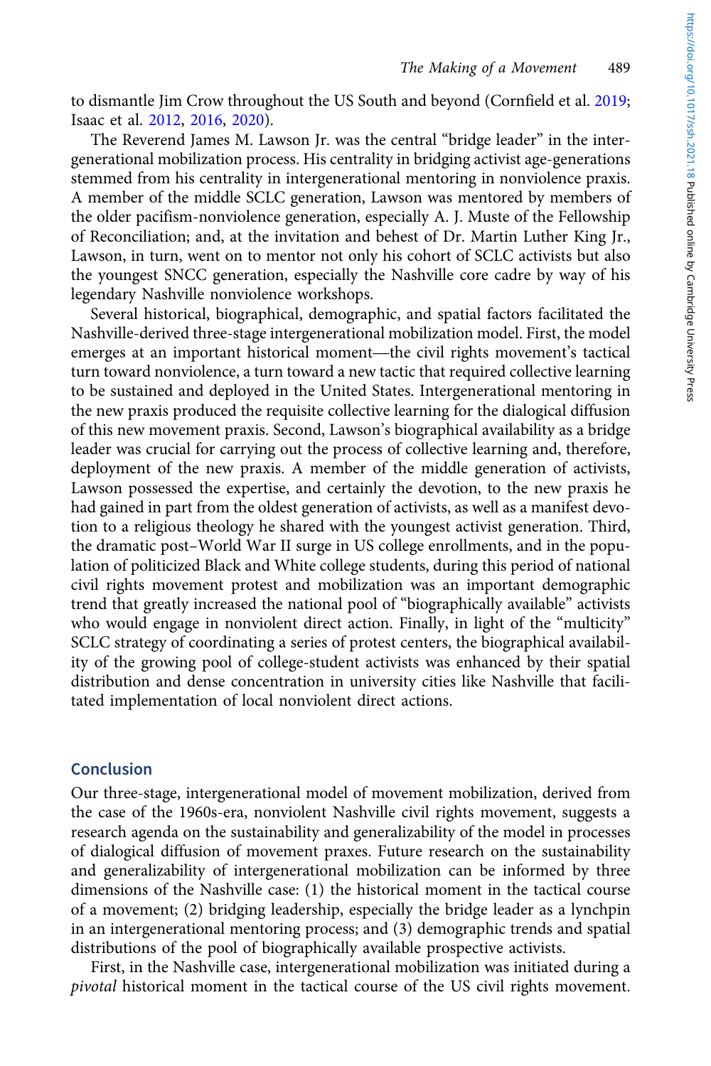to dismantle Jim Crow throughout the US South and beyond (Cornfield et al. 2019; Isaac et al. 2012, 2016, 2020).

The Reverend James M. Lawson Jr. was the central "bridge leader" in the intergenerational mobilization process. His centrality in bridging activist age-generations stemmed from his centrality in intergenerational mentoring in nonviolence praxis. A member of the middle SCLC generation, Lawson was mentored by members of the older pacifism-nonviolence generation, especially A. J. Muste of the Fellowship of Reconciliation; and, at the invitation and behest of Dr. Martin Luther King Jr., Lawson, in turn, went on to mentor not only his cohort of SCLC activists but also the youngest SNCC generation, especially the Nashville core cadre by way of his legendary Nashville nonviolence workshops.

Several historical, biographical, demographic, and spatial factors facilitated the Nashville-derived three-stage intergenerational mobilization model. First, the model emerges at an important historical moment—the civil rights movement's tactical turn toward nonviolence, a turn toward a new tactic that required collective learning to be sustained and deployed in the United States. Intergenerational mentoring in the new praxis produced the requisite collective learning for the dialogical diffusion of this new movement praxis. Second, Lawson's biographical availability as a bridge leader was crucial for carrying out the process of collective learning and, therefore, deployment of the new praxis. A member of the middle generation of activists, Lawson possessed the expertise, and certainly the devotion, to the new praxis he had gained in part from the oldest generation of activists, as well as a manifest devotion to a religious theology he shared with the youngest activist generation. Third, the dramatic post–World War II surge in US college enrollments, and in the population of politicized Black and White college students, during this period of national civil rights movement protest and mobilization was an important demographic trend that greatly increased the national pool of "biographically available" activists who would engage in nonviolent direct action. Finally, in light of the "multicity" SCLC strategy of coordinating a series of protest centers, the biographical availability of the growing pool of college-student activists was enhanced by their spatial distribution and dense concentration in university cities like Nashville that facilitated implementation of local nonviolent direct actions.

## Conclusion

Our three-stage, intergenerational model of movement mobilization, derived from the case of the 1960s-era, nonviolent Nashville civil rights movement, suggests a research agenda on the sustainability and generalizability of the model in processes of dialogical diffusion of movement praxes. Future research on the sustainability and generalizability of intergenerational mobilization can be informed by three dimensions of the Nashville case: (1) the historical moment in the tactical course of a movement; (2) bridging leadership, especially the bridge leader as a lynchpin in an intergenerational mentoring process; and (3) demographic trends and spatial distributions of the pool of biographically available prospective activists.

First, in the Nashville case, intergenerational mobilization was initiated during a *pivotal* historical moment in the tactical course of the US civil rights movement.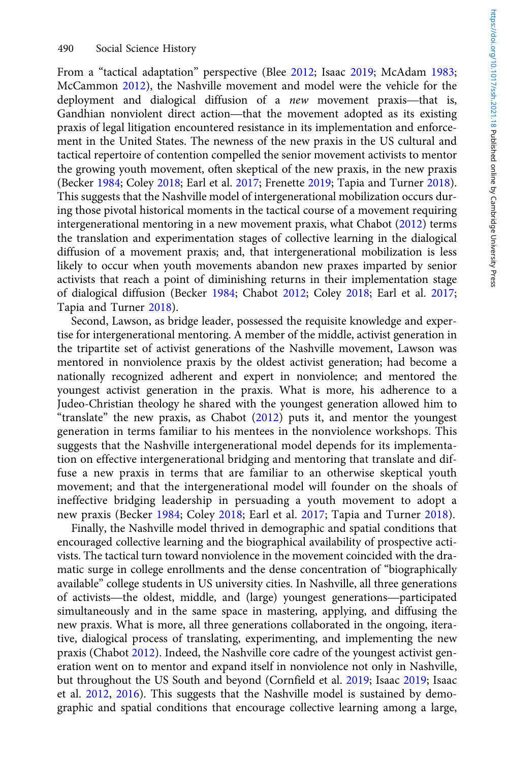From a "tactical adaptation" perspective (Blee 2012; Isaac 2019; McAdam 1983; McCammon 2012), the Nashville movement and model were the vehicle for the deployment and dialogical diffusion of a *new* movement praxis—that is, Gandhian nonviolent direct action—that the movement adopted as its existing praxis of legal litigation encountered resistance in its implementation and enforcement in the United States. The newness of the new praxis in the US cultural and tactical repertoire of contention compelled the senior movement activists to mentor the growing youth movement, often skeptical of the new praxis, in the new praxis (Becker 1984; Coley 2018; Earl et al. 2017; Frenette 2019; Tapia and Turner 2018). This suggests that the Nashville model of intergenerational mobilization occurs during those pivotal historical moments in the tactical course of a movement requiring intergenerational mentoring in a new movement praxis, what Chabot (2012) terms the translation and experimentation stages of collective learning in the dialogical diffusion of a movement praxis; and, that intergenerational mobilization is less likely to occur when youth movements abandon new praxes imparted by senior activists that reach a point of diminishing returns in their implementation stage of dialogical diffusion (Becker 1984; Chabot 2012; Coley 2018; Earl et al. 2017; Tapia and Turner 2018).

Second, Lawson, as bridge leader, possessed the requisite knowledge and expertise for intergenerational mentoring. A member of the middle, activist generation in the tripartite set of activist generations of the Nashville movement, Lawson was mentored in nonviolence praxis by the oldest activist generation; had become a nationally recognized adherent and expert in nonviolence; and mentored the youngest activist generation in the praxis. What is more, his adherence to a Judeo-Christian theology he shared with the youngest generation allowed him to "translate" the new praxis, as Chabot (2012) puts it, and mentor the youngest generation in terms familiar to his mentees in the nonviolence workshops. This suggests that the Nashville intergenerational model depends for its implementation on effective intergenerational bridging and mentoring that translate and diffuse a new praxis in terms that are familiar to an otherwise skeptical youth movement; and that the intergenerational model will founder on the shoals of ineffective bridging leadership in persuading a youth movement to adopt a new praxis (Becker 1984; Coley 2018; Earl et al. 2017; Tapia and Turner 2018).

Finally, the Nashville model thrived in demographic and spatial conditions that encouraged collective learning and the biographical availability of prospective activists. The tactical turn toward nonviolence in the movement coincided with the dramatic surge in college enrollments and the dense concentration of "biographically available" college students in US university cities. In Nashville, all three generations of activists—the oldest, middle, and (large) youngest generations—participated simultaneously and in the same space in mastering, applying, and diffusing the new praxis. What is more, all three generations collaborated in the ongoing, iterative, dialogical process of translating, experimenting, and implementing the new praxis (Chabot 2012). Indeed, the Nashville core cadre of the youngest activist generation went on to mentor and expand itself in nonviolence not only in Nashville, but throughout the US South and beyond (Cornfield et al. 2019; Isaac 2019; Isaac et al. 2012, 2016). This suggests that the Nashville model is sustained by demographic and spatial conditions that encourage collective learning among a large,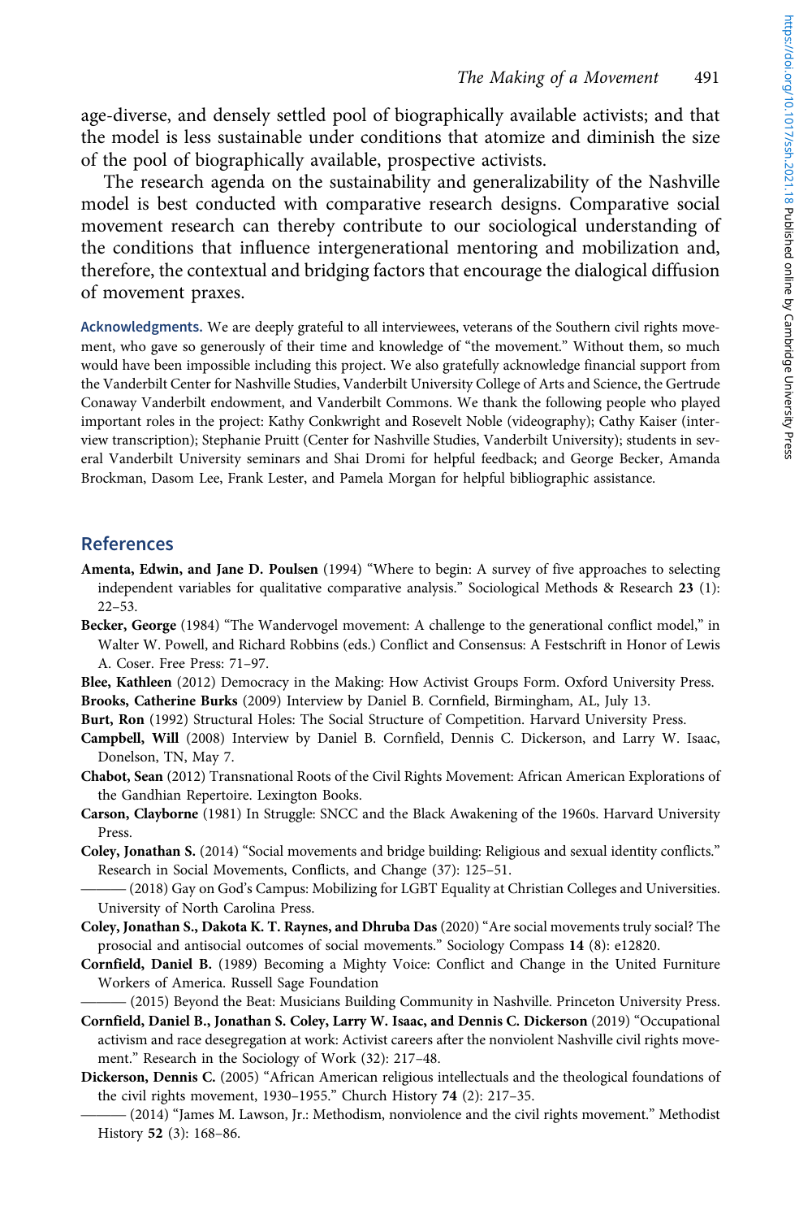age-diverse, and densely settled pool of biographically available activists; and that the model is less sustainable under conditions that atomize and diminish the size of the pool of biographically available, prospective activists.

The research agenda on the sustainability and generalizability of the Nashville model is best conducted with comparative research designs. Comparative social movement research can thereby contribute to our sociological understanding of the conditions that influence intergenerational mentoring and mobilization and, therefore, the contextual and bridging factors that encourage the dialogical diffusion of movement praxes.

**Acknowledgments.** We are deeply grateful to all interviewees, veterans of the Southern civil rights movement, who gave so generously of their time and knowledge of "the movement." Without them, so much would have been impossible including this project. We also gratefully acknowledge financial support from the Vanderbilt Center for Nashville Studies, Vanderbilt University College of Arts and Science, the Gertrude Conaway Vanderbilt endowment, and Vanderbilt Commons. We thank the following people who played important roles in the project: Kathy Conkwright and Rosevelt Noble (videography); Cathy Kaiser (interview transcription); Stephanie Pruitt (Center for Nashville Studies, Vanderbilt University); students in several Vanderbilt University seminars and Shai Dromi for helpful feedback; and George Becker, Amanda Brockman, Dasom Lee, Frank Lester, and Pamela Morgan for helpful bibliographic assistance.

## References

**Amenta, Edwin, and Jane D. Poulsen** (1994) "Where to begin: A survey of five approaches to selecting independent variables for qualitative comparative analysis." Sociological Methods & Research **23** (1): 22–53.

**Becker, George** (1984) "The Wandervogel movement: A challenge to the generational conflict model," in Walter W. Powell, and Richard Robbins (eds.) Conflict and Consensus: A Festschrift in Honor of Lewis A. Coser. Free Press: 71–97.

**Blee, Kathleen** (2012) Democracy in the Making: How Activist Groups Form. Oxford University Press.

**Brooks, Catherine Burks** (2009) Interview by Daniel B. Cornfield, Birmingham, AL, July 13.

**Burt, Ron** (1992) Structural Holes: The Social Structure of Competition. Harvard University Press.

**Campbell, Will** (2008) Interview by Daniel B. Cornfield, Dennis C. Dickerson, and Larry W. Isaac, Donelson, TN, May 7.

**Chabot, Sean** (2012) Transnational Roots of the Civil Rights Movement: African American Explorations of the Gandhian Repertoire. Lexington Books.

**Carson, Clayborne** (1981) In Struggle: SNCC and the Black Awakening of the 1960s. Harvard University Press.

**Coley, Jonathan S.** (2014) "Social movements and bridge building: Religious and sexual identity conflicts." Research in Social Movements, Conflicts, and Change (37): 125–51.

——— (2018) Gay on God's Campus: Mobilizing for LGBT Equality at Christian Colleges and Universities. University of North Carolina Press.

**Coley, Jonathan S., Dakota K. T. Raynes, and Dhruba Das** (2020) "Are social movements truly social? The prosocial and antisocial outcomes of social movements." Sociology Compass **14** (8): e12820.

**Cornfield, Daniel B.** (1989) Becoming a Mighty Voice: Conflict and Change in the United Furniture Workers of America. Russell Sage Foundation

——— (2015) Beyond the Beat: Musicians Building Community in Nashville. Princeton University Press.

**Cornfield, Daniel B., Jonathan S. Coley, Larry W. Isaac, and Dennis C. Dickerson** (2019) "Occupational activism and race desegregation at work: Activist careers after the nonviolent Nashville civil rights movement." Research in the Sociology of Work (32): 217–48.

**Dickerson, Dennis C.** (2005) "African American religious intellectuals and the theological foundations of the civil rights movement, 1930–1955." Church History **74** (2): 217–35.

——— (2014) "James M. Lawson, Jr.: Methodism, nonviolence and the civil rights movement." Methodist History **52** (3): 168–86.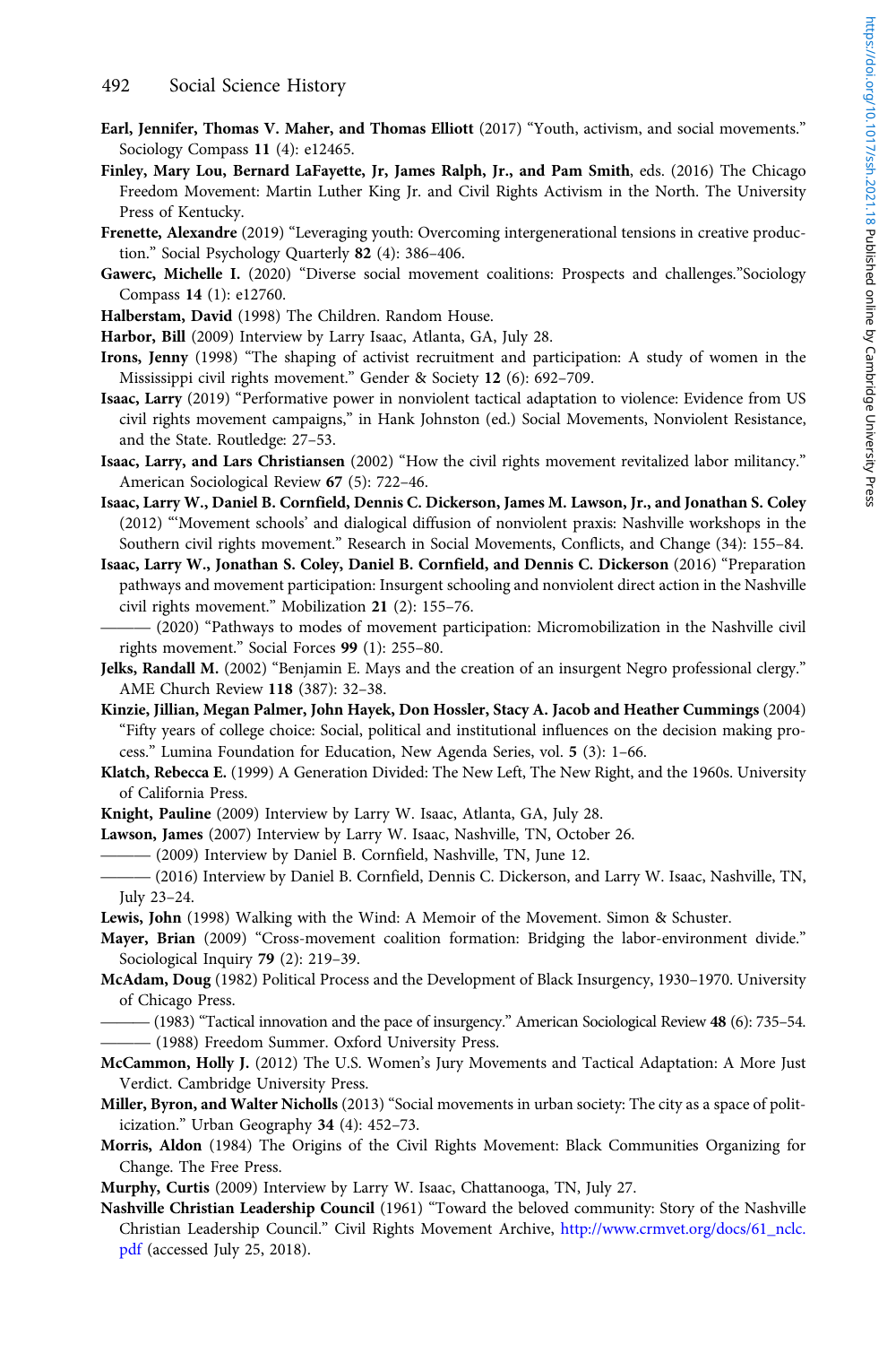**Earl, Jennifer, Thomas V. Maher, and Thomas Elliott** (2017) "Youth, activism, and social movements." Sociology Compass **11** (4): e12465.

**Finley, Mary Lou, Bernard LaFayette, Jr, James Ralph, Jr., and Pam Smith**, eds. (2016) The Chicago Freedom Movement: Martin Luther King Jr. and Civil Rights Activism in the North. The University Press of Kentucky.

**Frenette, Alexandre** (2019) "Leveraging youth: Overcoming intergenerational tensions in creative production." Social Psychology Quarterly **82** (4): 386–406.

**Gawerc, Michelle I.** (2020) "Diverse social movement coalitions: Prospects and challenges."Sociology Compass **14** (1): e12760.

**Halberstam, David** (1998) The Children. Random House.

**Harbor, Bill** (2009) Interview by Larry Isaac, Atlanta, GA, July 28.

**Irons, Jenny** (1998) "The shaping of activist recruitment and participation: A study of women in the Mississippi civil rights movement." Gender & Society **12** (6): 692–709.

**Isaac, Larry** (2019) "Performative power in nonviolent tactical adaptation to violence: Evidence from US civil rights movement campaigns," in Hank Johnston (ed.) Social Movements, Nonviolent Resistance, and the State. Routledge: 27–53.

**Isaac, Larry, and Lars Christiansen** (2002) "How the civil rights movement revitalized labor militancy." American Sociological Review **67** (5): 722–46.

**Isaac, Larry W., Daniel B. Cornfield, Dennis C. Dickerson, James M. Lawson, Jr., and Jonathan S. Coley** (2012) "'Movement schools' and dialogical diffusion of nonviolent praxis: Nashville workshops in the Southern civil rights movement." Research in Social Movements, Conflicts, and Change (34): 155–84.

**Isaac, Larry W., Jonathan S. Coley, Daniel B. Cornfield, and Dennis C. Dickerson** (2016) "Preparation pathways and movement participation: Insurgent schooling and nonviolent direct action in the Nashville civil rights movement." Mobilization **21** (2): 155–76.

——— (2020) "Pathways to modes of movement participation: Micromobilization in the Nashville civil rights movement." Social Forces **99** (1): 255–80.

**Jelks, Randall M.** (2002) "Benjamin E. Mays and the creation of an insurgent Negro professional clergy." AME Church Review **118** (387): 32–38.

**Kinzie, Jillian, Megan Palmer, John Hayek, Don Hossler, Stacy A. Jacob and Heather Cummings** (2004) "Fifty years of college choice: Social, political and institutional influences on the decision making process." Lumina Foundation for Education, New Agenda Series, vol. **5** (3): 1–66.

**Klatch, Rebecca E.** (1999) A Generation Divided: The New Left, The New Right, and the 1960s. University of California Press.

**Knight, Pauline** (2009) Interview by Larry W. Isaac, Atlanta, GA, July 28.

**Lawson, James** (2007) Interview by Larry W. Isaac, Nashville, TN, October 26.

——— (2009) Interview by Daniel B. Cornfield, Nashville, TN, June 12.

——— (2016) Interview by Daniel B. Cornfield, Dennis C. Dickerson, and Larry W. Isaac, Nashville, TN, July 23–24.

**Lewis, John** (1998) Walking with the Wind: A Memoir of the Movement. Simon & Schuster.

**Mayer, Brian** (2009) "Cross-movement coalition formation: Bridging the labor-environment divide." Sociological Inquiry **79** (2): 219–39.

**McAdam, Doug** (1982) Political Process and the Development of Black Insurgency, 1930–1970. University of Chicago Press.

——— (1983) "Tactical innovation and the pace of insurgency." American Sociological Review **48** (6): 735–54.

——— (1988) Freedom Summer. Oxford University Press.

**McCammon, Holly J.** (2012) The U.S. Women's Jury Movements and Tactical Adaptation: A More Just Verdict. Cambridge University Press.

**Miller, Byron, and Walter Nicholls** (2013) "Social movements in urban society: The city as a space of politicization." Urban Geography **34** (4): 452–73.

**Morris, Aldon** (1984) The Origins of the Civil Rights Movement: Black Communities Organizing for Change. The Free Press.

**Murphy, Curtis** (2009) Interview by Larry W. Isaac, Chattanooga, TN, July 27.

**Nashville Christian Leadership Council** (1961) "Toward the beloved community: Story of the Nashville Christian Leadership Council." Civil Rights Movement Archive, http://www.crmvet.org/docs/61_nclc.pdf (accessed July 25, 2018).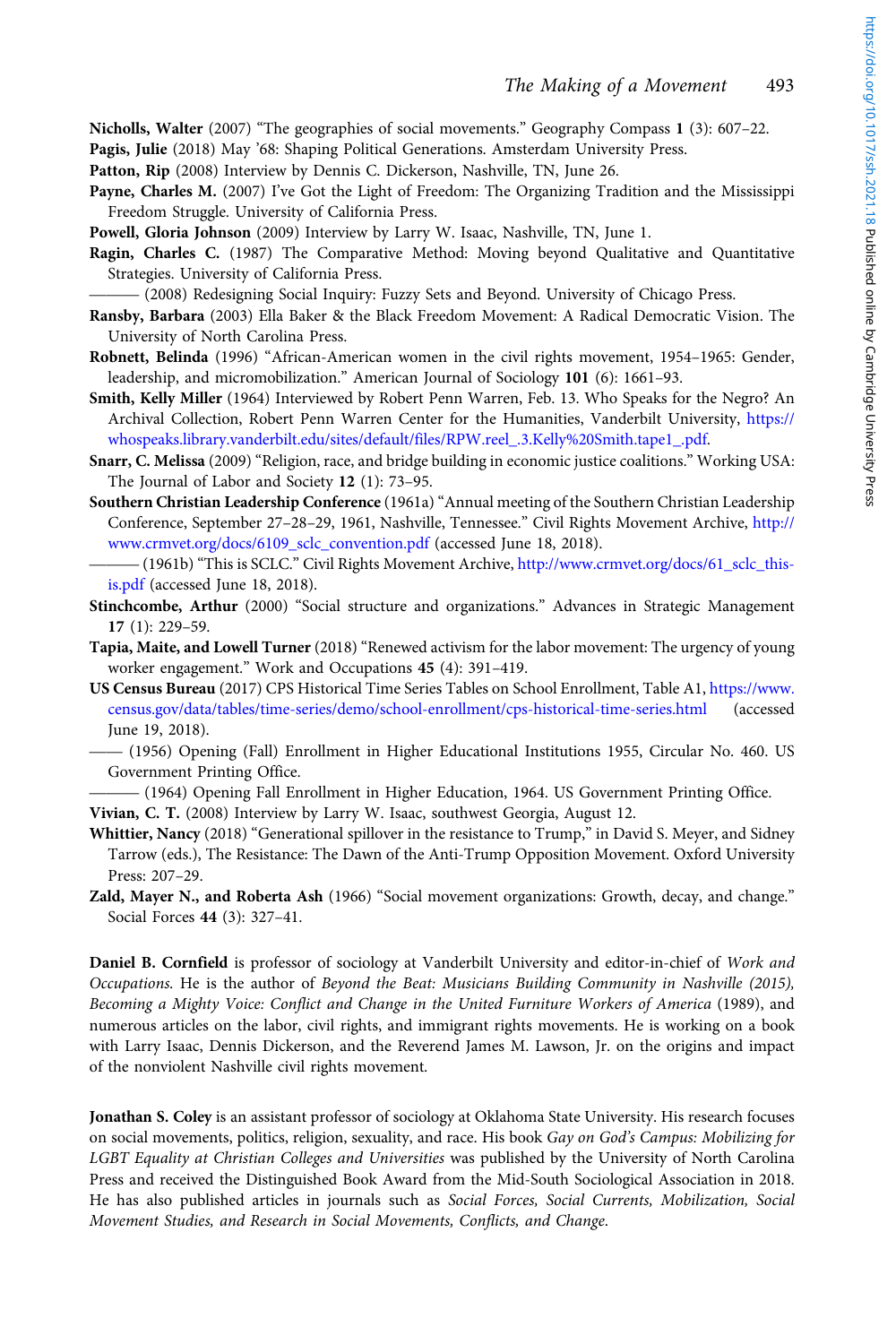**Nicholls, Walter** (2007) "The geographies of social movements." Geography Compass **1** (3): 607–22.

**Pagis, Julie** (2018) May '68: Shaping Political Generations. Amsterdam University Press.

**Patton, Rip** (2008) Interview by Dennis C. Dickerson, Nashville, TN, June 26.

**Payne, Charles M.** (2007) I've Got the Light of Freedom: The Organizing Tradition and the Mississippi Freedom Struggle. University of California Press.

**Powell, Gloria Johnson** (2009) Interview by Larry W. Isaac, Nashville, TN, June 1.

**Ragin, Charles C.** (1987) The Comparative Method: Moving beyond Qualitative and Quantitative Strategies. University of California Press.

——— (2008) Redesigning Social Inquiry: Fuzzy Sets and Beyond. University of Chicago Press.

**Ransby, Barbara** (2003) Ella Baker & the Black Freedom Movement: A Radical Democratic Vision. The University of North Carolina Press.

**Robnett, Belinda** (1996) "African-American women in the civil rights movement, 1954–1965: Gender, leadership, and micromobilization." American Journal of Sociology **101** (6): 1661–93.

**Smith, Kelly Miller** (1964) Interviewed by Robert Penn Warren, Feb. 13. Who Speaks for the Negro? An Archival Collection, Robert Penn Warren Center for the Humanities, Vanderbilt University, https://whospeaks.library.vanderbilt.edu/sites/default/files/RPW.reel_.3.Kelly%20Smith.tape1_.pdf.

**Snarr, C. Melissa** (2009) "Religion, race, and bridge building in economic justice coalitions." Working USA: The Journal of Labor and Society **12** (1): 73–95.

**Southern Christian Leadership Conference** (1961a) "Annual meeting of the Southern Christian Leadership Conference, September 27–28–29, 1961, Nashville, Tennessee." Civil Rights Movement Archive, http://www.crmvet.org/docs/6109_sclc_convention.pdf (accessed June 18, 2018).

——— (1961b) "This is SCLC." Civil Rights Movement Archive, http://www.crmvet.org/docs/61_sclc_this-is.pdf (accessed June 18, 2018).

**Stinchcombe, Arthur** (2000) "Social structure and organizations." Advances in Strategic Management **17** (1): 229–59.

**Tapia, Maite, and Lowell Turner** (2018) "Renewed activism for the labor movement: The urgency of young worker engagement." Work and Occupations **45** (4): 391–419.

**US Census Bureau** (2017) CPS Historical Time Series Tables on School Enrollment, Table A1, https://www.census.gov/data/tables/time-series/demo/school-enrollment/cps-historical-time-series.html (accessed June 19, 2018).

—— (1956) Opening (Fall) Enrollment in Higher Educational Institutions 1955, Circular No. 460. US Government Printing Office.

——— (1964) Opening Fall Enrollment in Higher Education, 1964. US Government Printing Office.

**Vivian, C. T.** (2008) Interview by Larry W. Isaac, southwest Georgia, August 12.

**Whittier, Nancy** (2018) "Generational spillover in the resistance to Trump," in David S. Meyer, and Sidney Tarrow (eds.), The Resistance: The Dawn of the Anti-Trump Opposition Movement. Oxford University Press: 207–29.

**Zald, Mayer N., and Roberta Ash** (1966) "Social movement organizations: Growth, decay, and change." Social Forces **44** (3): 327–41.

**Daniel B. Cornfield** is professor of sociology at Vanderbilt University and editor-in-chief of *Work and Occupations*. He is the author of *Beyond the Beat: Musicians Building Community in Nashville (2015), Becoming a Mighty Voice: Conflict and Change in the United Furniture Workers of America* (1989), and numerous articles on the labor, civil rights, and immigrant rights movements. He is working on a book with Larry Isaac, Dennis Dickerson, and the Reverend James M. Lawson, Jr. on the origins and impact of the nonviolent Nashville civil rights movement.

**Jonathan S. Coley** is an assistant professor of sociology at Oklahoma State University. His research focuses on social movements, politics, religion, sexuality, and race. His book *Gay on God's Campus: Mobilizing for LGBT Equality at Christian Colleges and Universities* was published by the University of North Carolina Press and received the Distinguished Book Award from the Mid-South Sociological Association in 2018. He has also published articles in journals such as *Social Forces, Social Currents, Mobilization, Social Movement Studies, and Research in Social Movements, Conflicts, and Change.*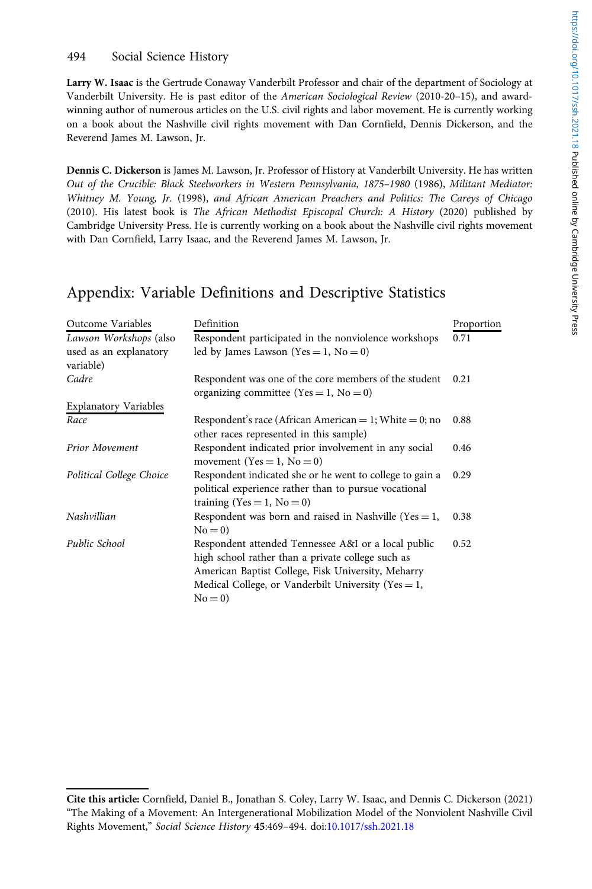**Larry W. Isaac** is the Gertrude Conaway Vanderbilt Professor and chair of the department of Sociology at Vanderbilt University. He is past editor of the *American Sociological Review* (2010-20–15), and award-winning author of numerous articles on the U.S. civil rights and labor movement. He is currently working on a book about the Nashville civil rights movement with Dan Cornfield, Dennis Dickerson, and the Reverend James M. Lawson, Jr.

**Dennis C. Dickerson** is James M. Lawson, Jr. Professor of History at Vanderbilt University. He has written *Out of the Crucible: Black Steelworkers in Western Pennsylvania, 1875–1980* (1986), *Militant Mediator: Whitney M. Young, Jr.* (1998), *and African American Preachers and Politics: The Careys of Chicago* (2010). His latest book is *The African Methodist Episcopal Church: A History* (2020) published by Cambridge University Press. He is currently working on a book about the Nashville civil rights movement with Dan Cornfield, Larry Isaac, and the Reverend James M. Lawson, Jr.

## Appendix: Variable Definitions and Descriptive Statistics

| Outcome Variables | Definition | Proportion |
|---|---|---|
| *Lawson Workshops* (also used as an explanatory variable) | Respondent participated in the nonviolence workshops led by James Lawson (Yes = 1, No = 0) | 0.71 |
| *Cadre* | Respondent was one of the core members of the student organizing committee (Yes = 1, No = 0) | 0.21 |
| **Explanatory Variables** | | |
| *Race* | Respondent's race (African American = 1; White = 0; no other races represented in this sample) | 0.88 |
| *Prior Movement* | Respondent indicated prior involvement in any social movement (Yes = 1, No = 0) | 0.46 |
| *Political College Choice* | Respondent indicated she or he went to college to gain a political experience rather than to pursue vocational training (Yes = 1, No = 0) | 0.29 |
| *Nashvillian* | Respondent was born and raised in Nashville (Yes = 1, No = 0) | 0.38 |
| *Public School* | Respondent attended Tennessee A&I or a local public high school rather than a private college such as American Baptist College, Fisk University, Meharry Medical College, or Vanderbilt University (Yes = 1, No = 0) | 0.52 |

**Cite this article:** Cornfield, Daniel B., Jonathan S. Coley, Larry W. Isaac, and Dennis C. Dickerson (2021) "The Making of a Movement: An Intergenerational Mobilization Model of the Nonviolent Nashville Civil Rights Movement," *Social Science History* **45**:469–494. doi:10.1017/ssh.2021.18